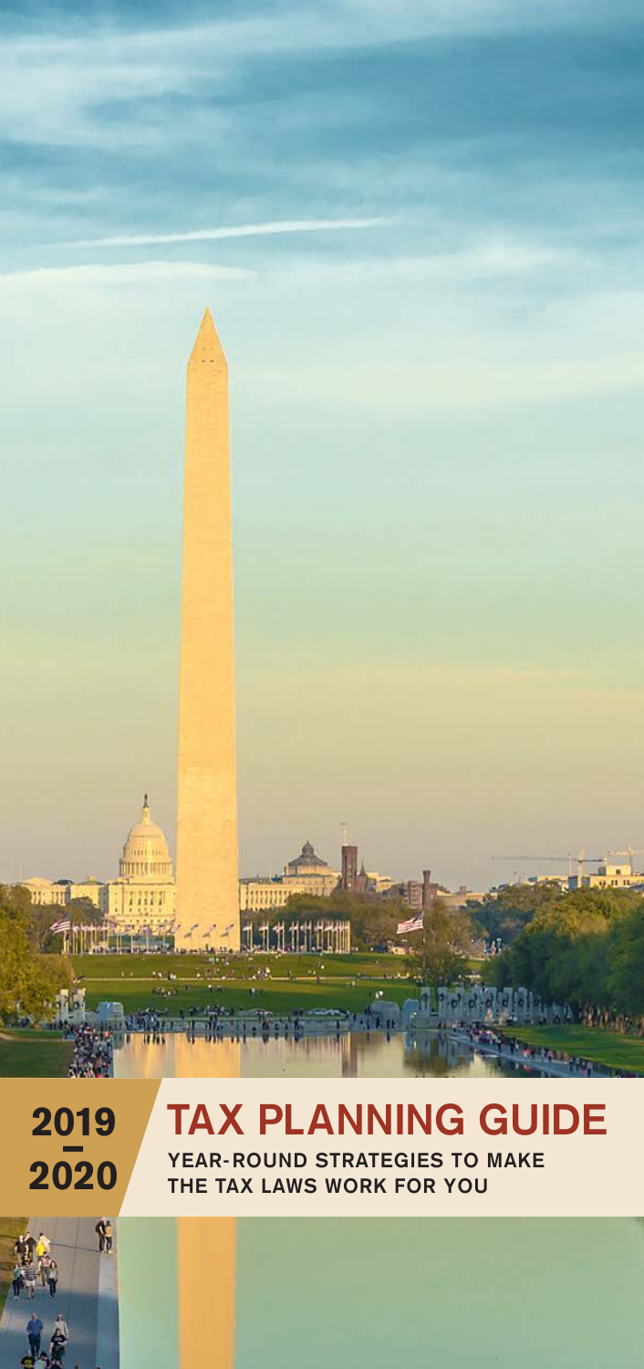**2019 – 2020**

# TAX PLANNING GUIDE

**YEAR-ROUND STRATEGIES TO MAKE THE TAX LAWS WORK FOR YOU**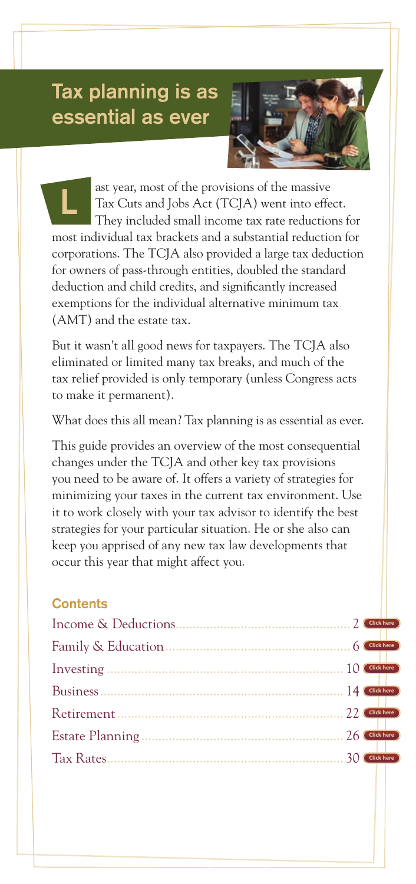# Tax planning is as essential as ever

Last year, most of the provisions of the massive Tax Cuts and Jobs Act (TCJA) went into effect. They included small income tax rate reductions for most individual tax brackets and a substantial reduction for corporations. The TCJA also provided a large tax deduction for owners of pass-through entities, doubled the standard deduction and child credits, and significantly increased exemptions for the individual alternative minimum tax (AMT) and the estate tax.

But it wasn't all good news for taxpayers. The TCJA also eliminated or limited many tax breaks, and much of the tax relief provided is only temporary (unless Congress acts to make it permanent).

What does this all mean? Tax planning is as essential as ever.

This guide provides an overview of the most consequential changes under the TCJA and other key tax provisions you need to be aware of. It offers a variety of strategies for minimizing your taxes in the current tax environment. Use it to work closely with your tax advisor to identify the best strategies for your particular situation. He or she also can keep you apprised of any new tax law developments that occur this year that might affect you.

## Contents

- Income & Deductions .......... 2 Click here
- Family & Education .......... 6 Click here
- Investing .......... 10 Click here
- Business .......... 14 Click here
- Retirement .......... 22 Click here
- Estate Planning .......... 26 Click here
- Tax Rates .......... 30 Click here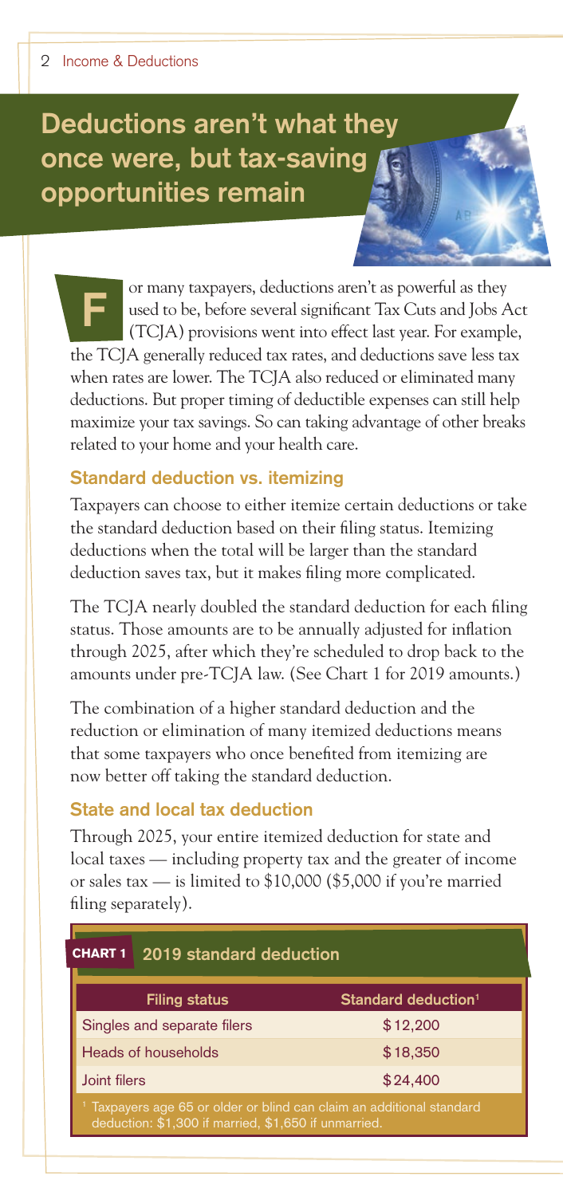# Deductions aren't what they once were, but tax-saving opportunities remain

For many taxpayers, deductions aren't as powerful as they used to be, before several significant Tax Cuts and Jobs Act (TCJA) provisions went into effect last year. For example, the TCJA generally reduced tax rates, and deductions save less tax when rates are lower. The TCJA also reduced or eliminated many deductions. But proper timing of deductible expenses can still help maximize your tax savings. So can taking advantage of other breaks related to your home and your health care.

## Standard deduction vs. itemizing

Taxpayers can choose to either itemize certain deductions or take the standard deduction based on their filing status. Itemizing deductions when the total will be larger than the standard deduction saves tax, but it makes filing more complicated.

The TCJA nearly doubled the standard deduction for each filing status. Those amounts are to be annually adjusted for inflation through 2025, after which they're scheduled to drop back to the amounts under pre-TCJA law. (See Chart 1 for 2019 amounts.)

The combination of a higher standard deduction and the reduction or elimination of many itemized deductions means that some taxpayers who once benefited from itemizing are now better off taking the standard deduction.

## State and local tax deduction

Through 2025, your entire itemized deduction for state and local taxes — including property tax and the greater of income or sales tax — is limited to $10,000 ($5,000 if you're married filing separately).

**CHART 1 2019 standard deduction**

| Filing status | Standard deduction[1] |
|---|---|
| Singles and separate filers | $12,200 |
| Heads of households | $18,350 |
| Joint filers | $24,400 |

[1] Taxpayers age 65 or older or blind can claim an additional standard deduction: $1,300 if married, $1,650 if unmarried.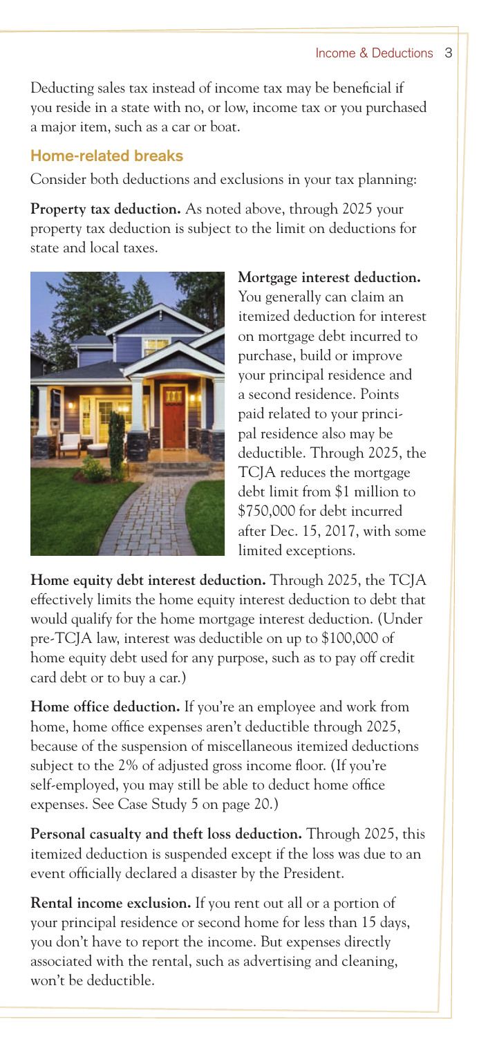Deducting sales tax instead of income tax may be beneficial if you reside in a state with no, or low, income tax or you purchased a major item, such as a car or boat.

### Home-related breaks

Consider both deductions and exclusions in your tax planning:

**Property tax deduction.** As noted above, through 2025 your property tax deduction is subject to the limit on deductions for state and local taxes.

**Mortgage interest deduction.** You generally can claim an itemized deduction for interest on mortgage debt incurred to purchase, build or improve your principal residence and a second residence. Points paid related to your principal residence also may be deductible. Through 2025, the TCJA reduces the mortgage debt limit from $1 million to $750,000 for debt incurred after Dec. 15, 2017, with some limited exceptions.

**Home equity debt interest deduction.** Through 2025, the TCJA effectively limits the home equity interest deduction to debt that would qualify for the home mortgage interest deduction. (Under pre-TCJA law, interest was deductible on up to $100,000 of home equity debt used for any purpose, such as to pay off credit card debt or to buy a car.)

**Home office deduction.** If you're an employee and work from home, home office expenses aren't deductible through 2025, because of the suspension of miscellaneous itemized deductions subject to the 2% of adjusted gross income floor. (If you're self-employed, you may still be able to deduct home office expenses. See Case Study 5 on page 20.)

**Personal casualty and theft loss deduction.** Through 2025, this itemized deduction is suspended except if the loss was due to an event officially declared a disaster by the President.

**Rental income exclusion.** If you rent out all or a portion of your principal residence or second home for less than 15 days, you don't have to report the income. But expenses directly associated with the rental, such as advertising and cleaning, won't be deductible.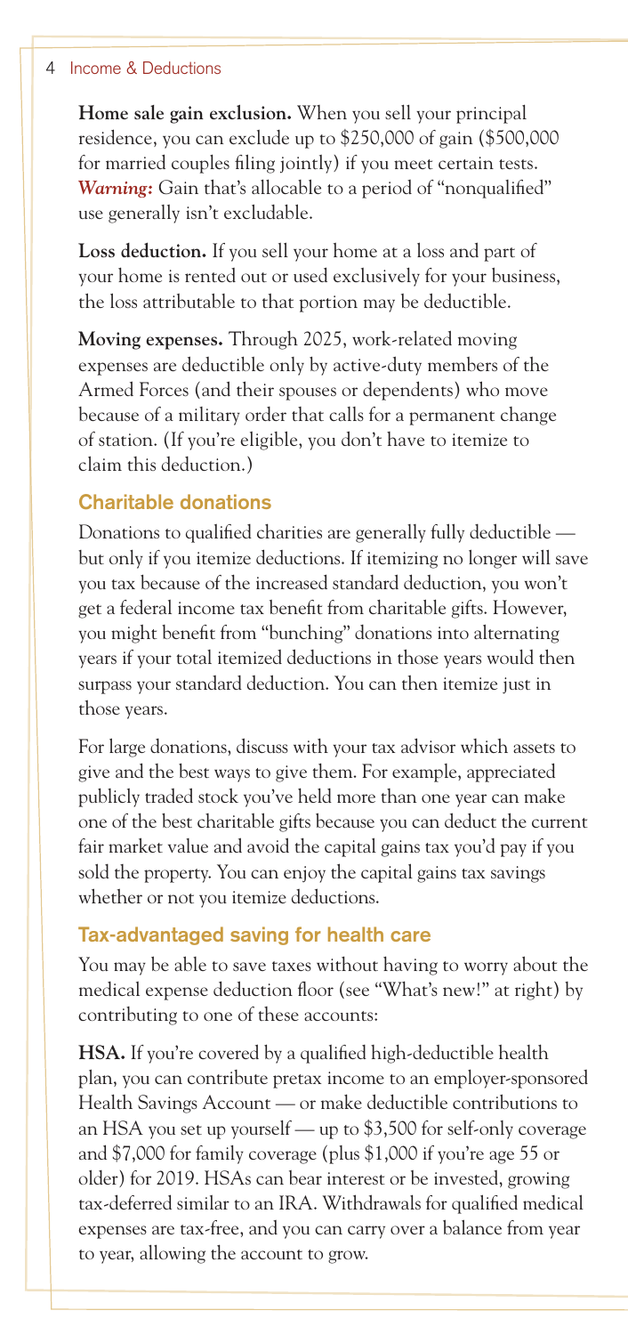**Home sale gain exclusion.** When you sell your principal residence, you can exclude up to $250,000 of gain ($500,000 for married couples filing jointly) if you meet certain tests. ***Warning:*** Gain that's allocable to a period of "nonqualified" use generally isn't excludable.

**Loss deduction.** If you sell your home at a loss and part of your home is rented out or used exclusively for your business, the loss attributable to that portion may be deductible.

**Moving expenses.** Through 2025, work-related moving expenses are deductible only by active-duty members of the Armed Forces (and their spouses or dependents) who move because of a military order that calls for a permanent change of station. (If you're eligible, you don't have to itemize to claim this deduction.)

### Charitable donations

Donations to qualified charities are generally fully deductible — but only if you itemize deductions. If itemizing no longer will save you tax because of the increased standard deduction, you won't get a federal income tax benefit from charitable gifts. However, you might benefit from "bunching" donations into alternating years if your total itemized deductions in those years would then surpass your standard deduction. You can then itemize just in those years.

For large donations, discuss with your tax advisor which assets to give and the best ways to give them. For example, appreciated publicly traded stock you've held more than one year can make one of the best charitable gifts because you can deduct the current fair market value and avoid the capital gains tax you'd pay if you sold the property. You can enjoy the capital gains tax savings whether or not you itemize deductions.

### Tax-advantaged saving for health care

You may be able to save taxes without having to worry about the medical expense deduction floor (see "What's new!" at right) by contributing to one of these accounts:

**HSA.** If you're covered by a qualified high-deductible health plan, you can contribute pretax income to an employer-sponsored Health Savings Account — or make deductible contributions to an HSA you set up yourself — up to $3,500 for self-only coverage and $7,000 for family coverage (plus $1,000 if you're age 55 or older) for 2019. HSAs can bear interest or be invested, growing tax-deferred similar to an IRA. Withdrawals for qualified medical expenses are tax-free, and you can carry over a balance from year to year, allowing the account to grow.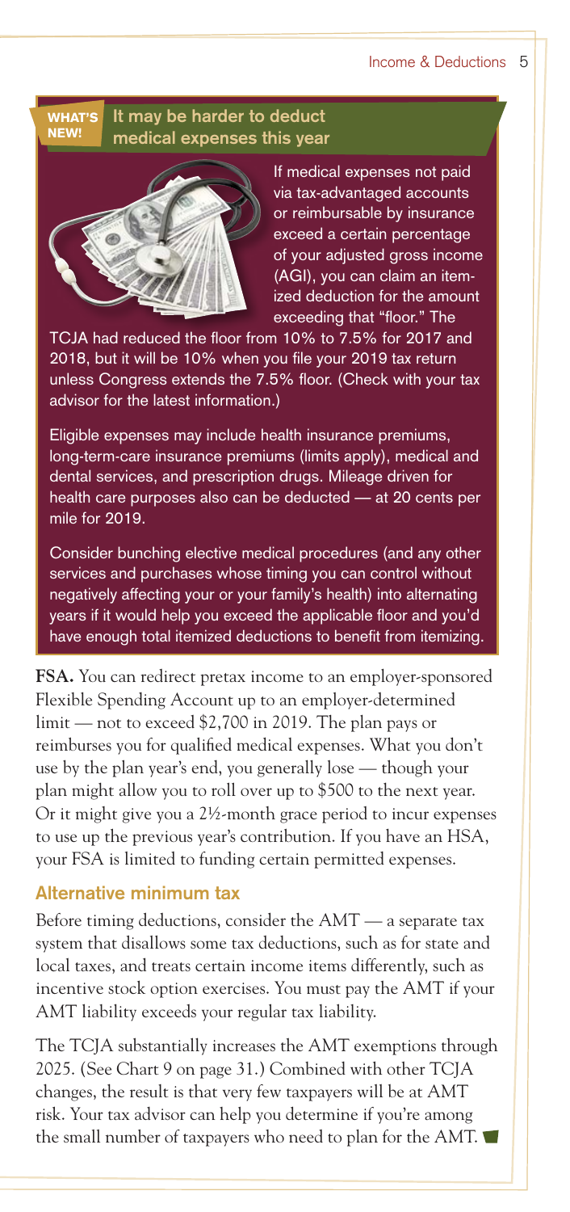**WHAT'S NEW!** 

### It may be harder to deduct medical expenses this year

If medical expenses not paid via tax-advantaged accounts or reimbursable by insurance exceed a certain percentage of your adjusted gross income (AGI), you can claim an itemized deduction for the amount exceeding that "floor." The TCJA had reduced the floor from 10% to 7.5% for 2017 and 2018, but it will be 10% when you file your 2019 tax return unless Congress extends the 7.5% floor. (Check with your tax advisor for the latest information.)

Eligible expenses may include health insurance premiums, long-term-care insurance premiums (limits apply), medical and dental services, and prescription drugs. Mileage driven for health care purposes also can be deducted — at 20 cents per mile for 2019.

Consider bunching elective medical procedures (and any other services and purchases whose timing you can control without negatively affecting your or your family's health) into alternating years if it would help you exceed the applicable floor and you'd have enough total itemized deductions to benefit from itemizing.

**FSA.** You can redirect pretax income to an employer-sponsored Flexible Spending Account up to an employer-determined limit — not to exceed $2,700 in 2019. The plan pays or reimburses you for qualified medical expenses. What you don't use by the plan year's end, you generally lose — though your plan might allow you to roll over up to $500 to the next year. Or it might give you a 2½-month grace period to incur expenses to use up the previous year's contribution. If you have an HSA, your FSA is limited to funding certain permitted expenses.

## Alternative minimum tax

Before timing deductions, consider the AMT — a separate tax system that disallows some tax deductions, such as for state and local taxes, and treats certain income items differently, such as incentive stock option exercises. You must pay the AMT if your AMT liability exceeds your regular tax liability.

The TCJA substantially increases the AMT exemptions through 2025. (See Chart 9 on page 31.) Combined with other TCJA changes, the result is that very few taxpayers will be at AMT risk. Your tax advisor can help you determine if you're among the small number of taxpayers who need to plan for the AMT.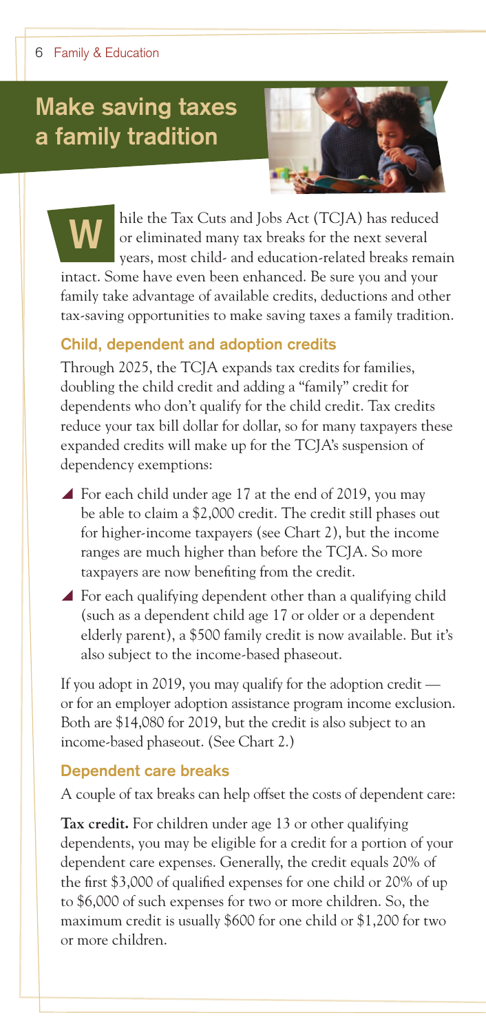# Make saving taxes a family tradition

While the Tax Cuts and Jobs Act (TCJA) has reduced or eliminated many tax breaks for the next several years, most child- and education-related breaks remain intact. Some have even been enhanced. Be sure you and your family take advantage of available credits, deductions and other tax-saving opportunities to make saving taxes a family tradition.

## Child, dependent and adoption credits

Through 2025, the TCJA expands tax credits for families, doubling the child credit and adding a "family" credit for dependents who don't qualify for the child credit. Tax credits reduce your tax bill dollar for dollar, so for many taxpayers these expanded credits will make up for the TCJA's suspension of dependency exemptions:

- For each child under age 17 at the end of 2019, you may be able to claim a $2,000 credit. The credit still phases out for higher-income taxpayers (see Chart 2), but the income ranges are much higher than before the TCJA. So more taxpayers are now benefiting from the credit.
- For each qualifying dependent other than a qualifying child (such as a dependent child age 17 or older or a dependent elderly parent), a $500 family credit is now available. But it's also subject to the income-based phaseout.

If you adopt in 2019, you may qualify for the adoption credit — or for an employer adoption assistance program income exclusion. Both are $14,080 for 2019, but the credit is also subject to an income-based phaseout. (See Chart 2.)

## Dependent care breaks

A couple of tax breaks can help offset the costs of dependent care:

**Tax credit.** For children under age 13 or other qualifying dependents, you may be eligible for a credit for a portion of your dependent care expenses. Generally, the credit equals 20% of the first $3,000 of qualified expenses for one child or 20% of up to $6,000 of such expenses for two or more children. So, the maximum credit is usually $600 for one child or $1,200 for two or more children.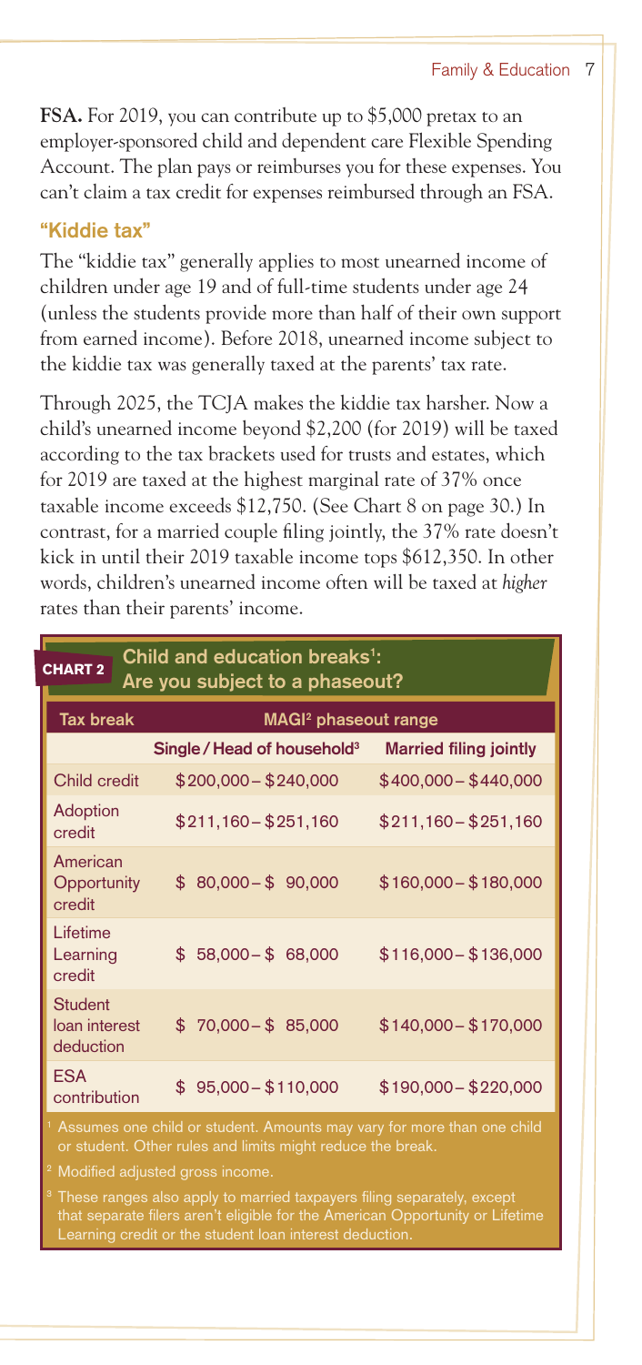**FSA.** For 2019, you can contribute up to $5,000 pretax to an employer-sponsored child and dependent care Flexible Spending Account. The plan pays or reimburses you for these expenses. You can't claim a tax credit for expenses reimbursed through an FSA.

## "Kiddie tax"

The "kiddie tax" generally applies to most unearned income of children under age 19 and of full-time students under age 24 (unless the students provide more than half of their own support from earned income). Before 2018, unearned income subject to the kiddie tax was generally taxed at the parents' tax rate.

Through 2025, the TCJA makes the kiddie tax harsher. Now a child's unearned income beyond $2,200 (for 2019) will be taxed according to the tax brackets used for trusts and estates, which for 2019 are taxed at the highest marginal rate of 37% once taxable income exceeds $12,750. (See Chart 8 on page 30.) In contrast, for a married couple filing jointly, the 37% rate doesn't kick in until their 2019 taxable income tops $612,350. In other words, children's unearned income often will be taxed at *higher* rates than their parents' income.

### CHART 2 Child and education breaks[1]: Are you subject to a phaseout?

| Tax break | MAGI[2] phaseout range | |
|---|---|---|
| | Single / Head of household[3] | Married filing jointly |
| Child credit | $200,000 – $240,000 | $400,000 – $440,000 |
| Adoption credit | $211,160 – $251,160 | $211,160 – $251,160 |
| American Opportunity credit | $ 80,000 – $ 90,000 | $160,000 – $180,000 |
| Lifetime Learning credit | $ 58,000 – $ 68,000 | $116,000 – $136,000 |
| Student loan interest deduction | $ 70,000 – $ 85,000 | $140,000 – $170,000 |
| ESA contribution | $ 95,000 – $110,000 | $190,000 – $220,000 |

[1] Assumes one child or student. Amounts may vary for more than one child or student. Other rules and limits might reduce the break.

[2] Modified adjusted gross income.

[3] These ranges also apply to married taxpayers filing separately, except that separate filers aren't eligible for the American Opportunity or Lifetime Learning credit or the student loan interest deduction.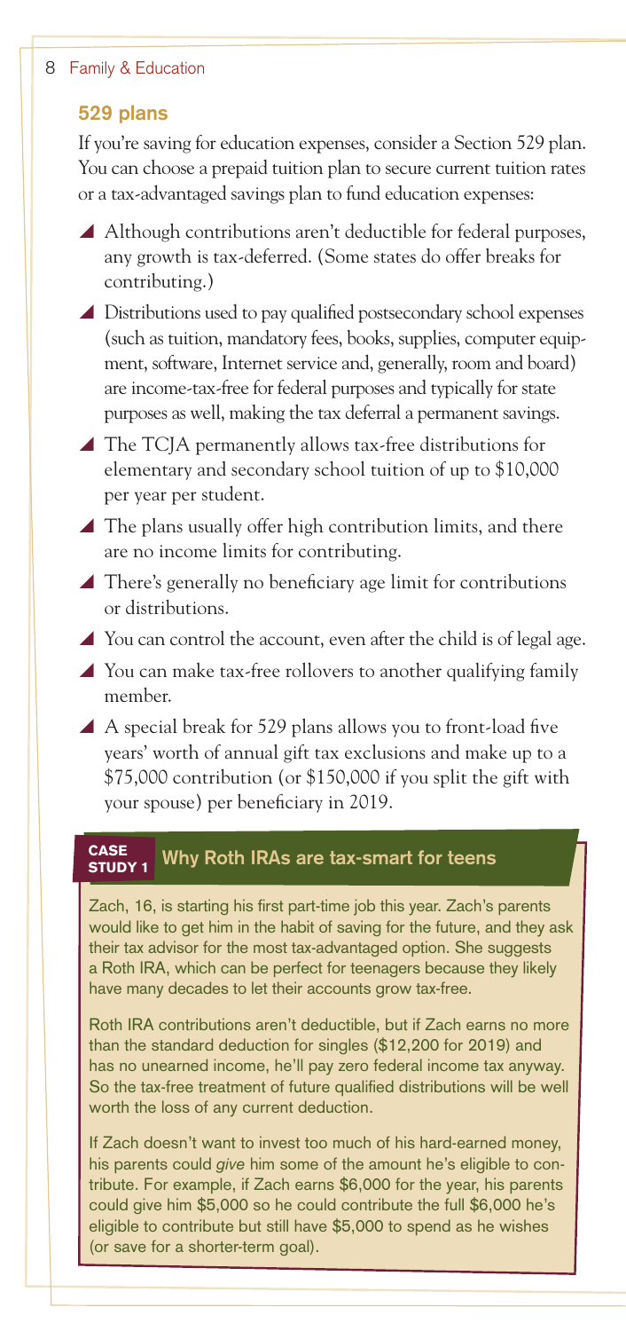## 529 plans

If you're saving for education expenses, consider a Section 529 plan. You can choose a prepaid tuition plan to secure current tuition rates or a tax-advantaged savings plan to fund education expenses:

- Although contributions aren't deductible for federal purposes, any growth is tax-deferred. (Some states do offer breaks for contributing.)
- Distributions used to pay qualified postsecondary school expenses (such as tuition, mandatory fees, books, supplies, computer equipment, software, Internet service and, generally, room and board) are income-tax-free for federal purposes and typically for state purposes as well, making the tax deferral a permanent savings.
- The TCJA permanently allows tax-free distributions for elementary and secondary school tuition of up to $10,000 per year per student.
- The plans usually offer high contribution limits, and there are no income limits for contributing.
- There's generally no beneficiary age limit for contributions or distributions.
- You can control the account, even after the child is of legal age.
- You can make tax-free rollovers to another qualifying family member.
- A special break for 529 plans allows you to front-load five years' worth of annual gift tax exclusions and make up to a $75,000 contribution (or $150,000 if you split the gift with your spouse) per beneficiary in 2019.

### CASE STUDY 1 Why Roth IRAs are tax-smart for teens

Zach, 16, is starting his first part-time job this year. Zach's parents would like to get him in the habit of saving for the future, and they ask their tax advisor for the most tax-advantaged option. She suggests a Roth IRA, which can be perfect for teenagers because they likely have many decades to let their accounts grow tax-free.

Roth IRA contributions aren't deductible, but if Zach earns no more than the standard deduction for singles ($12,200 for 2019) and has no unearned income, he'll pay zero federal income tax anyway. So the tax-free treatment of future qualified distributions will be well worth the loss of any current deduction.

If Zach doesn't want to invest too much of his hard-earned money, his parents could *give* him some of the amount he's eligible to contribute. For example, if Zach earns $6,000 for the year, his parents could give him $5,000 so he could contribute the full $6,000 he's eligible to contribute but still have $5,000 to spend as he wishes (or save for a shorter-term goal).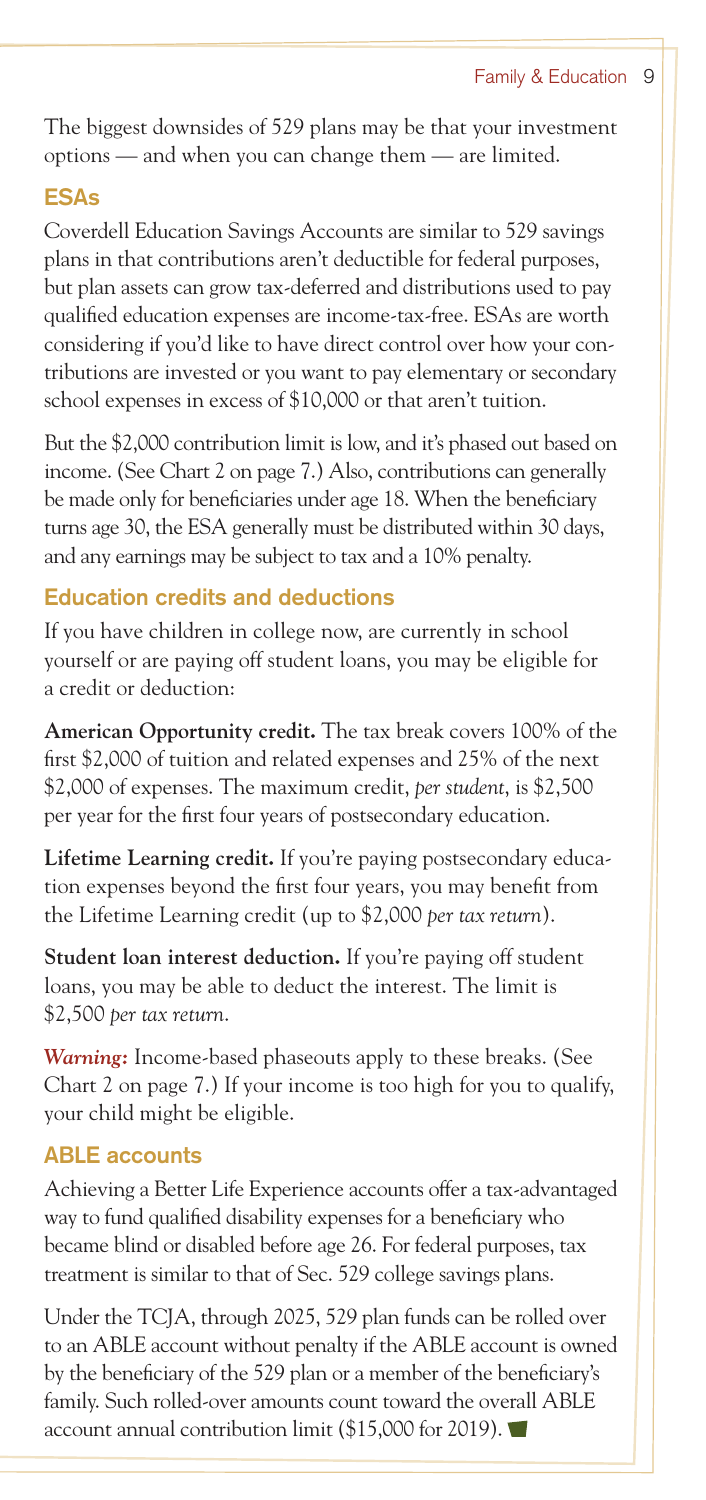The biggest downsides of 529 plans may be that your investment options — and when you can change them — are limited.

### ESAs

Coverdell Education Savings Accounts are similar to 529 savings plans in that contributions aren't deductible for federal purposes, but plan assets can grow tax-deferred and distributions used to pay qualified education expenses are income-tax-free. ESAs are worth considering if you'd like to have direct control over how your contributions are invested or you want to pay elementary or secondary school expenses in excess of $10,000 or that aren't tuition.

But the $2,000 contribution limit is low, and it's phased out based on income. (See Chart 2 on page 7.) Also, contributions can generally be made only for beneficiaries under age 18. When the beneficiary turns age 30, the ESA generally must be distributed within 30 days, and any earnings may be subject to tax and a 10% penalty.

### Education credits and deductions

If you have children in college now, are currently in school yourself or are paying off student loans, you may be eligible for a credit or deduction:

**American Opportunity credit.** The tax break covers 100% of the first $2,000 of tuition and related expenses and 25% of the next $2,000 of expenses. The maximum credit, *per student*, is $2,500 per year for the first four years of postsecondary education.

**Lifetime Learning credit.** If you're paying postsecondary education expenses beyond the first four years, you may benefit from the Lifetime Learning credit (up to $2,000 *per tax return*).

**Student loan interest deduction.** If you're paying off student loans, you may be able to deduct the interest. The limit is $2,500 *per tax return*.

***Warning:*** Income-based phaseouts apply to these breaks. (See Chart 2 on page 7.) If your income is too high for you to qualify, your child might be eligible.

### ABLE accounts

Achieving a Better Life Experience accounts offer a tax-advantaged way to fund qualified disability expenses for a beneficiary who became blind or disabled before age 26. For federal purposes, tax treatment is similar to that of Sec. 529 college savings plans.

Under the TCJA, through 2025, 529 plan funds can be rolled over to an ABLE account without penalty if the ABLE account is owned by the beneficiary of the 529 plan or a member of the beneficiary's family. Such rolled-over amounts count toward the overall ABLE account annual contribution limit ($15,000 for 2019).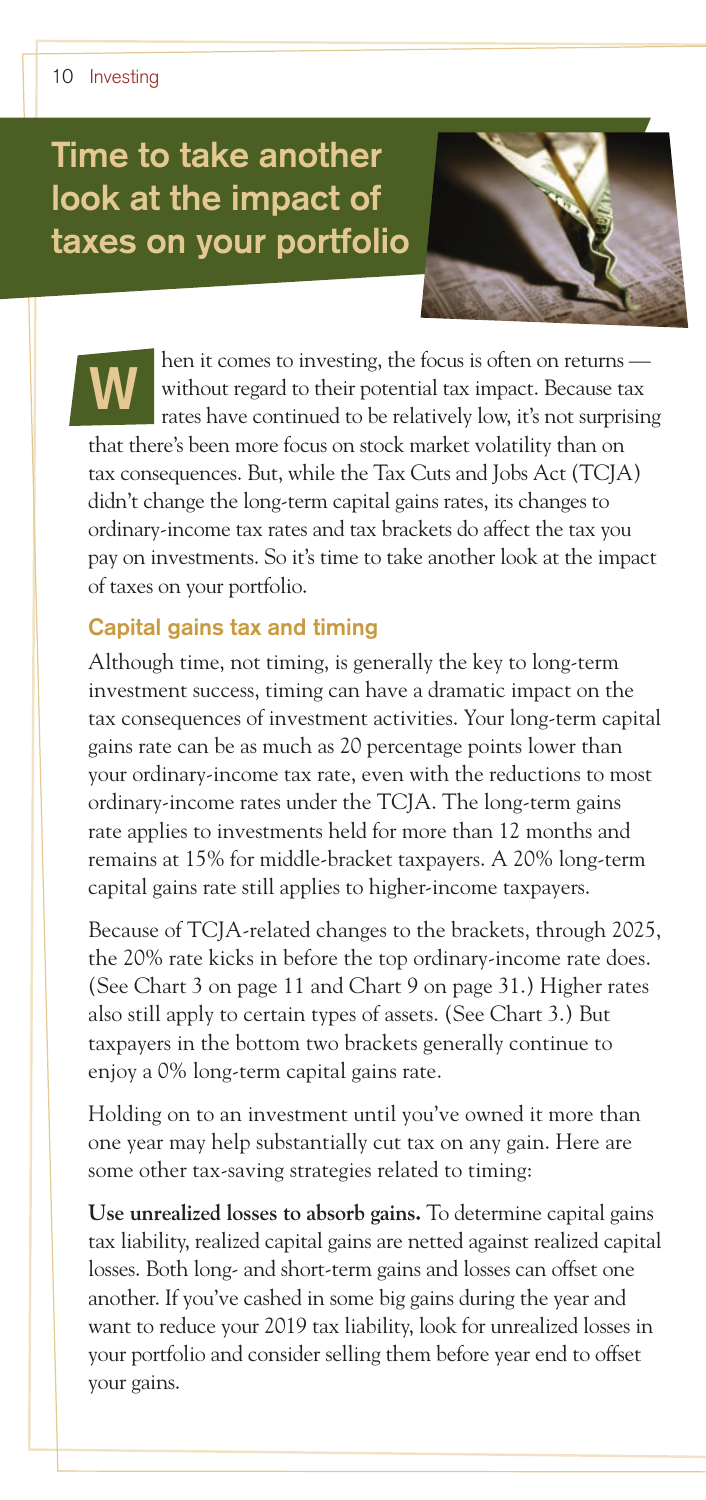# Time to take another look at the impact of taxes on your portfolio

When it comes to investing, the focus is often on returns — without regard to their potential tax impact. Because tax rates have continued to be relatively low, it's not surprising that there's been more focus on stock market volatility than on tax consequences. But, while the Tax Cuts and Jobs Act (TCJA) didn't change the long-term capital gains rates, its changes to ordinary-income tax rates and tax brackets do affect the tax you pay on investments. So it's time to take another look at the impact of taxes on your portfolio.

## Capital gains tax and timing

Although time, not timing, is generally the key to long-term investment success, timing can have a dramatic impact on the tax consequences of investment activities. Your long-term capital gains rate can be as much as 20 percentage points lower than your ordinary-income tax rate, even with the reductions to most ordinary-income rates under the TCJA. The long-term gains rate applies to investments held for more than 12 months and remains at 15% for middle-bracket taxpayers. A 20% long-term capital gains rate still applies to higher-income taxpayers.

Because of TCJA-related changes to the brackets, through 2025, the 20% rate kicks in before the top ordinary-income rate does. (See Chart 3 on page 11 and Chart 9 on page 31.) Higher rates also still apply to certain types of assets. (See Chart 3.) But taxpayers in the bottom two brackets generally continue to enjoy a 0% long-term capital gains rate.

Holding on to an investment until you've owned it more than one year may help substantially cut tax on any gain. Here are some other tax-saving strategies related to timing:

**Use unrealized losses to absorb gains.** To determine capital gains tax liability, realized capital gains are netted against realized capital losses. Both long- and short-term gains and losses can offset one another. If you've cashed in some big gains during the year and want to reduce your 2019 tax liability, look for unrealized losses in your portfolio and consider selling them before year end to offset your gains.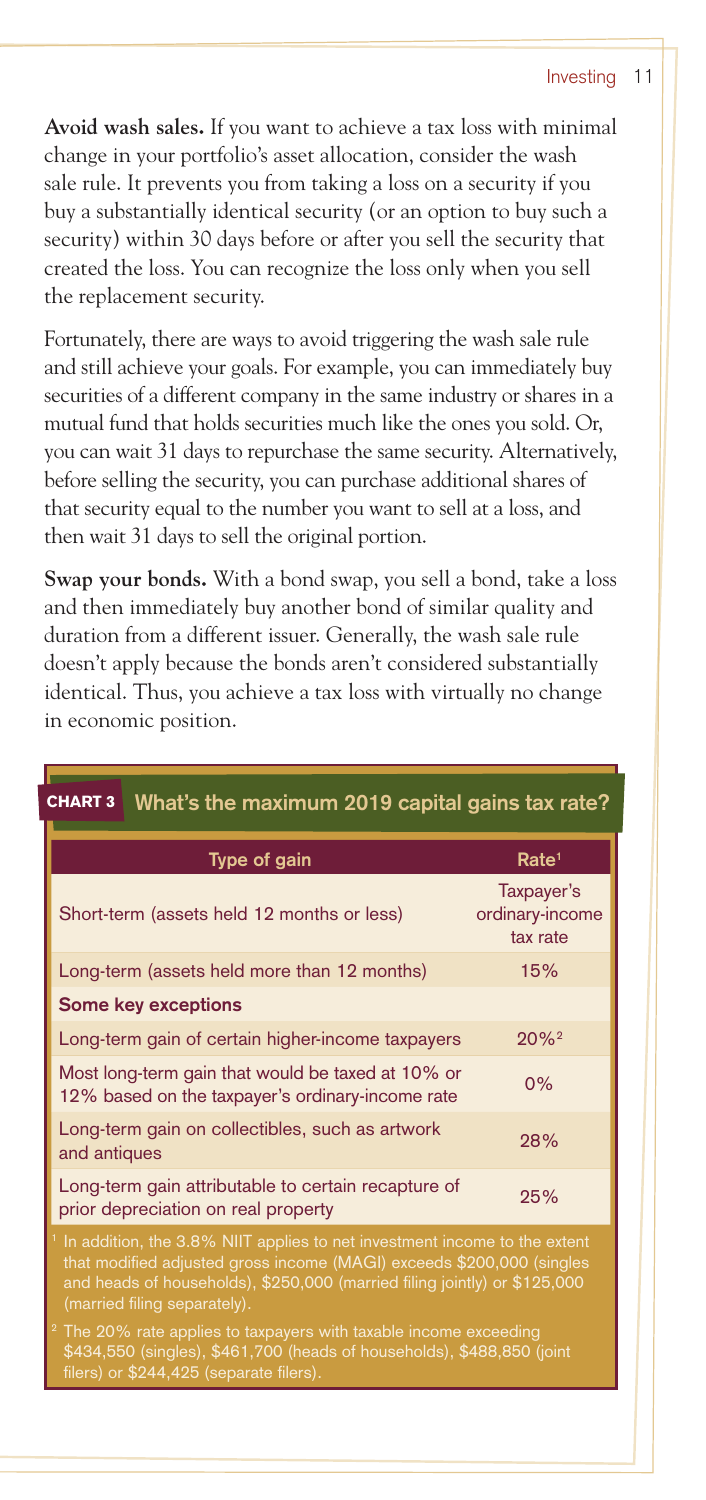**Avoid wash sales.** If you want to achieve a tax loss with minimal change in your portfolio's asset allocation, consider the wash sale rule. It prevents you from taking a loss on a security if you buy a substantially identical security (or an option to buy such a security) within 30 days before or after you sell the security that created the loss. You can recognize the loss only when you sell the replacement security.

Fortunately, there are ways to avoid triggering the wash sale rule and still achieve your goals. For example, you can immediately buy securities of a different company in the same industry or shares in a mutual fund that holds securities much like the ones you sold. Or, you can wait 31 days to repurchase the same security. Alternatively, before selling the security, you can purchase additional shares of that security equal to the number you want to sell at a loss, and then wait 31 days to sell the original portion.

**Swap your bonds.** With a bond swap, you sell a bond, take a loss and then immediately buy another bond of similar quality and duration from a different issuer. Generally, the wash sale rule doesn't apply because the bonds aren't considered substantially identical. Thus, you achieve a tax loss with virtually no change in economic position.

**CHART 3 What's the maximum 2019 capital gains tax rate?**

| Type of gain | Rate[1] |
|---|---|
| Short-term (assets held 12 months or less) | Taxpayer's ordinary-income tax rate |
| Long-term (assets held more than 12 months) | 15% |
| **Some key exceptions** | |
| Long-term gain of certain higher-income taxpayers | 20%[2] |
| Most long-term gain that would be taxed at 10% or 12% based on the taxpayer's ordinary-income rate | 0% |
| Long-term gain on collectibles, such as artwork and antiques | 28% |
| Long-term gain attributable to certain recapture of prior depreciation on real property | 25% |

[1] In addition, the 3.8% NIIT applies to net investment income to the extent that modified adjusted gross income (MAGI) exceeds $200,000 (singles and heads of households), $250,000 (married filing jointly) or $125,000 (married filing separately).

[2] The 20% rate applies to taxpayers with taxable income exceeding $434,550 (singles), $461,700 (heads of households), $488,850 (joint filers) or $244,425 (separate filers).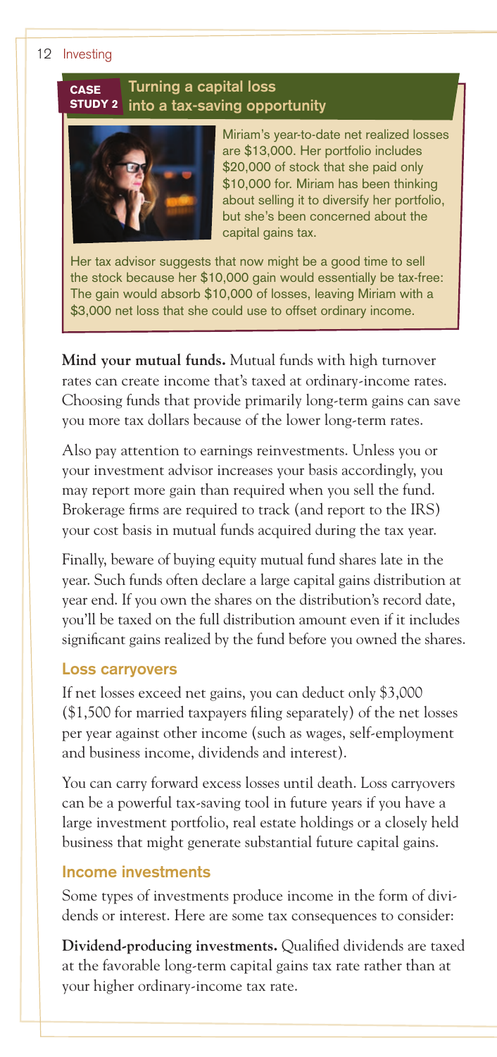**CASE STUDY 2**

### Turning a capital loss into a tax-saving opportunity

Miriam's year-to-date net realized losses are $13,000. Her portfolio includes $20,000 of stock that she paid only $10,000 for. Miriam has been thinking about selling it to diversify her portfolio, but she's been concerned about the capital gains tax.

Her tax advisor suggests that now might be a good time to sell the stock because her $10,000 gain would essentially be tax-free: The gain would absorb $10,000 of losses, leaving Miriam with a $3,000 net loss that she could use to offset ordinary income.

**Mind your mutual funds.** Mutual funds with high turnover rates can create income that's taxed at ordinary-income rates. Choosing funds that provide primarily long-term gains can save you more tax dollars because of the lower long-term rates.

Also pay attention to earnings reinvestments. Unless you or your investment advisor increases your basis accordingly, you may report more gain than required when you sell the fund. Brokerage firms are required to track (and report to the IRS) your cost basis in mutual funds acquired during the tax year.

Finally, beware of buying equity mutual fund shares late in the year. Such funds often declare a large capital gains distribution at year end. If you own the shares on the distribution's record date, you'll be taxed on the full distribution amount even if it includes significant gains realized by the fund before you owned the shares.

## Loss carryovers

If net losses exceed net gains, you can deduct only $3,000 ($1,500 for married taxpayers filing separately) of the net losses per year against other income (such as wages, self-employment and business income, dividends and interest).

You can carry forward excess losses until death. Loss carryovers can be a powerful tax-saving tool in future years if you have a large investment portfolio, real estate holdings or a closely held business that might generate substantial future capital gains.

## Income investments

Some types of investments produce income in the form of dividends or interest. Here are some tax consequences to consider:

**Dividend-producing investments.** Qualified dividends are taxed at the favorable long-term capital gains tax rate rather than at your higher ordinary-income tax rate.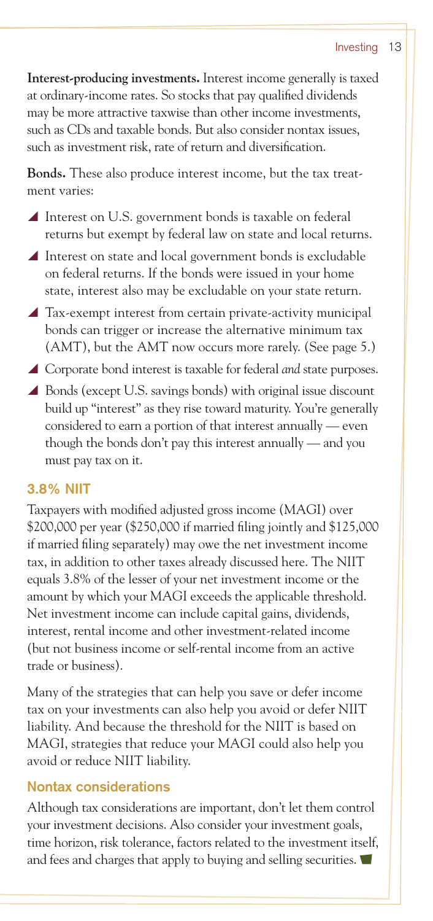**Interest-producing investments.** Interest income generally is taxed at ordinary-income rates. So stocks that pay qualified dividends may be more attractive taxwise than other income investments, such as CDs and taxable bonds. But also consider nontax issues, such as investment risk, rate of return and diversification.

**Bonds.** These also produce interest income, but the tax treatment varies:

- Interest on U.S. government bonds is taxable on federal returns but exempt by federal law on state and local returns.
- Interest on state and local government bonds is excludable on federal returns. If the bonds were issued in your home state, interest also may be excludable on your state return.
- Tax-exempt interest from certain private-activity municipal bonds can trigger or increase the alternative minimum tax (AMT), but the AMT now occurs more rarely. (See page 5.)
- Corporate bond interest is taxable for federal *and* state purposes.
- Bonds (except U.S. savings bonds) with original issue discount build up "interest" as they rise toward maturity. You're generally considered to earn a portion of that interest annually — even though the bonds don't pay this interest annually — and you must pay tax on it.

## 3.8% NIIT

Taxpayers with modified adjusted gross income (MAGI) over $200,000 per year ($250,000 if married filing jointly and $125,000 if married filing separately) may owe the net investment income tax, in addition to other taxes already discussed here. The NIIT equals 3.8% of the lesser of your net investment income or the amount by which your MAGI exceeds the applicable threshold. Net investment income can include capital gains, dividends, interest, rental income and other investment-related income (but not business income or self-rental income from an active trade or business).

Many of the strategies that can help you save or defer income tax on your investments can also help you avoid or defer NIIT liability. And because the threshold for the NIIT is based on MAGI, strategies that reduce your MAGI could also help you avoid or reduce NIIT liability.

### Nontax considerations

Although tax considerations are important, don't let them control your investment decisions. Also consider your investment goals, time horizon, risk tolerance, factors related to the investment itself, and fees and charges that apply to buying and selling securities.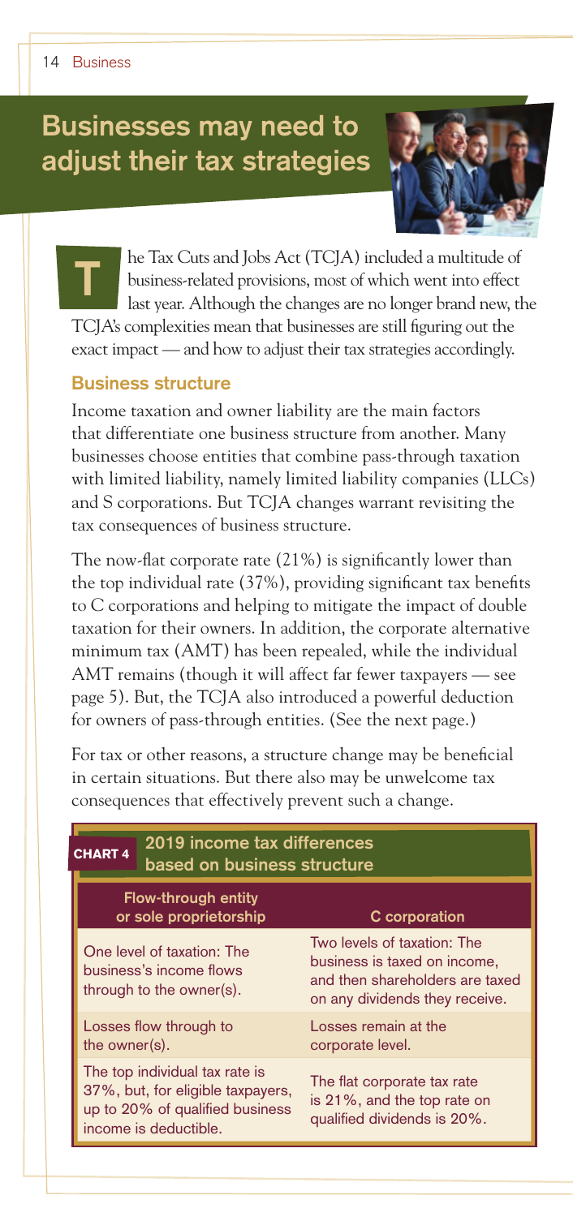# Businesses may need to adjust their tax strategies

The Tax Cuts and Jobs Act (TCJA) included a multitude of business-related provisions, most of which went into effect last year. Although the changes are no longer brand new, the TCJA's complexities mean that businesses are still figuring out the exact impact — and how to adjust their tax strategies accordingly.

## Business structure

Income taxation and owner liability are the main factors that differentiate one business structure from another. Many businesses choose entities that combine pass-through taxation with limited liability, namely limited liability companies (LLCs) and S corporations. But TCJA changes warrant revisiting the tax consequences of business structure.

The now-flat corporate rate (21%) is significantly lower than the top individual rate (37%), providing significant tax benefits to C corporations and helping to mitigate the impact of double taxation for their owners. In addition, the corporate alternative minimum tax (AMT) has been repealed, while the individual AMT remains (though it will affect far fewer taxpayers — see page 5). But, the TCJA also introduced a powerful deduction for owners of pass-through entities. (See the next page.)

For tax or other reasons, a structure change may be beneficial in certain situations. But there also may be unwelcome tax consequences that effectively prevent such a change.

**CHART 4 — 2019 income tax differences based on business structure**

| Flow-through entity or sole proprietorship | C corporation |
|---|---|
| One level of taxation: The business's income flows through to the owner(s). | Two levels of taxation: The business is taxed on income, and then shareholders are taxed on any dividends they receive. |
| Losses flow through to the owner(s). | Losses remain at the corporate level. |
| The top individual tax rate is 37%, but, for eligible taxpayers, up to 20% of qualified business income is deductible. | The flat corporate tax rate is 21%, and the top rate on qualified dividends is 20%. |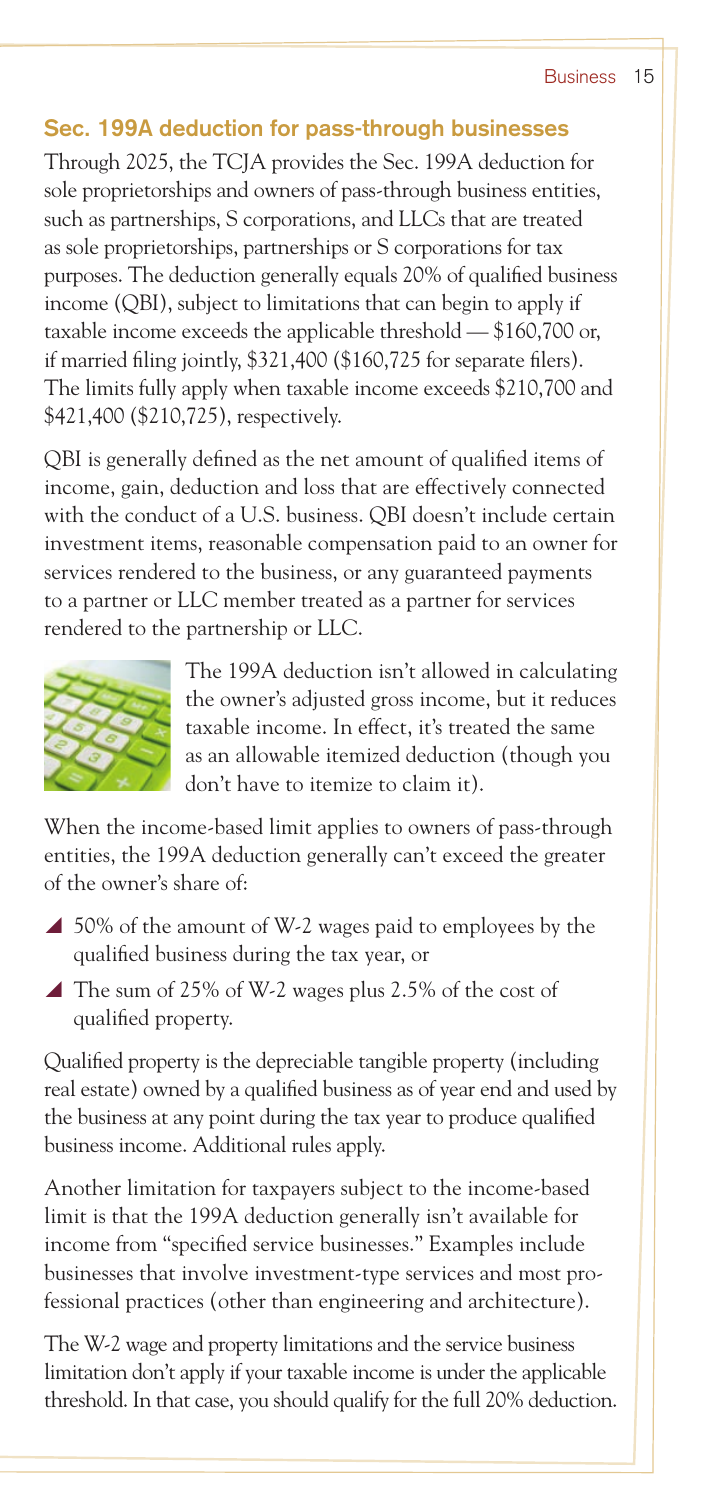## Sec. 199A deduction for pass-through businesses

Through 2025, the TCJA provides the Sec. 199A deduction for sole proprietorships and owners of pass-through business entities, such as partnerships, S corporations, and LLCs that are treated as sole proprietorships, partnerships or S corporations for tax purposes. The deduction generally equals 20% of qualified business income (QBI), subject to limitations that can begin to apply if taxable income exceeds the applicable threshold — $160,700 or, if married filing jointly, $321,400 ($160,725 for separate filers). The limits fully apply when taxable income exceeds $210,700 and $421,400 ($210,725), respectively.

QBI is generally defined as the net amount of qualified items of income, gain, deduction and loss that are effectively connected with the conduct of a U.S. business. QBI doesn't include certain investment items, reasonable compensation paid to an owner for services rendered to the business, or any guaranteed payments to a partner or LLC member treated as a partner for services rendered to the partnership or LLC.

The 199A deduction isn't allowed in calculating the owner's adjusted gross income, but it reduces taxable income. In effect, it's treated the same as an allowable itemized deduction (though you don't have to itemize to claim it).

When the income-based limit applies to owners of pass-through entities, the 199A deduction generally can't exceed the greater of the owner's share of:

- 50% of the amount of W-2 wages paid to employees by the qualified business during the tax year, or
- The sum of 25% of W-2 wages plus 2.5% of the cost of qualified property.

Qualified property is the depreciable tangible property (including real estate) owned by a qualified business as of year end and used by the business at any point during the tax year to produce qualified business income. Additional rules apply.

Another limitation for taxpayers subject to the income-based limit is that the 199A deduction generally isn't available for income from "specified service businesses." Examples include businesses that involve investment-type services and most professional practices (other than engineering and architecture).

The W-2 wage and property limitations and the service business limitation don't apply if your taxable income is under the applicable threshold. In that case, you should qualify for the full 20% deduction.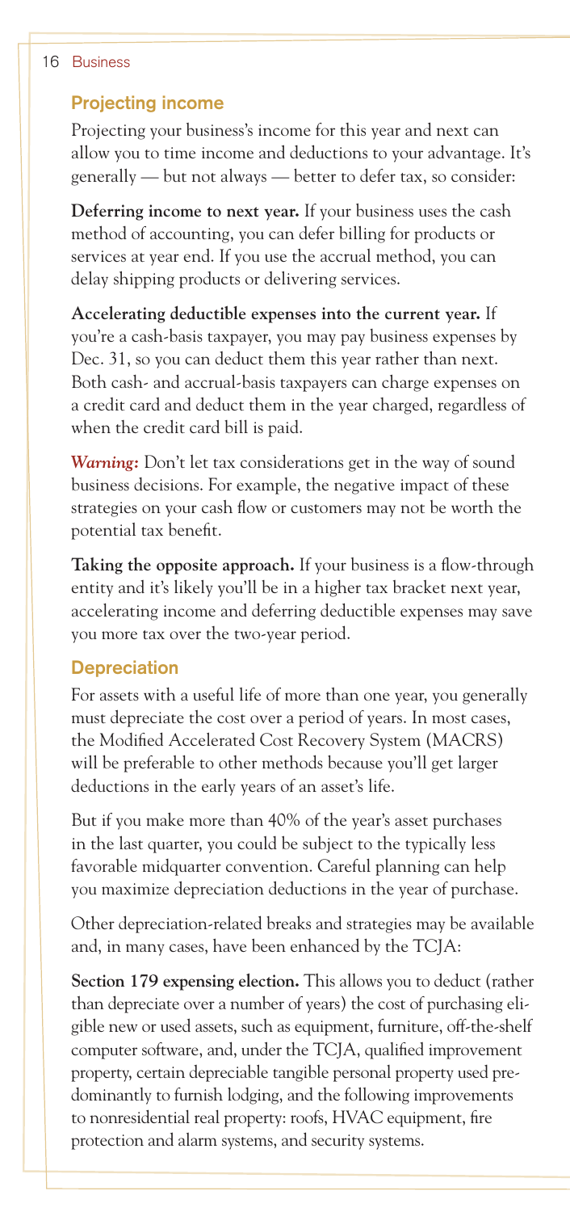## Projecting income

Projecting your business's income for this year and next can allow you to time income and deductions to your advantage. It's generally — but not always — better to defer tax, so consider:

**Deferring income to next year.** If your business uses the cash method of accounting, you can defer billing for products or services at year end. If you use the accrual method, you can delay shipping products or delivering services.

**Accelerating deductible expenses into the current year.** If you're a cash-basis taxpayer, you may pay business expenses by Dec. 31, so you can deduct them this year rather than next. Both cash- and accrual-basis taxpayers can charge expenses on a credit card and deduct them in the year charged, regardless of when the credit card bill is paid.

***Warning:*** Don't let tax considerations get in the way of sound business decisions. For example, the negative impact of these strategies on your cash flow or customers may not be worth the potential tax benefit.

**Taking the opposite approach.** If your business is a flow-through entity and it's likely you'll be in a higher tax bracket next year, accelerating income and deferring deductible expenses may save you more tax over the two-year period.

## Depreciation

For assets with a useful life of more than one year, you generally must depreciate the cost over a period of years. In most cases, the Modified Accelerated Cost Recovery System (MACRS) will be preferable to other methods because you'll get larger deductions in the early years of an asset's life.

But if you make more than 40% of the year's asset purchases in the last quarter, you could be subject to the typically less favorable midquarter convention. Careful planning can help you maximize depreciation deductions in the year of purchase.

Other depreciation-related breaks and strategies may be available and, in many cases, have been enhanced by the TCJA:

**Section 179 expensing election.** This allows you to deduct (rather than depreciate over a number of years) the cost of purchasing eligible new or used assets, such as equipment, furniture, off-the-shelf computer software, and, under the TCJA, qualified improvement property, certain depreciable tangible personal property used predominantly to furnish lodging, and the following improvements to nonresidential real property: roofs, HVAC equipment, fire protection and alarm systems, and security systems.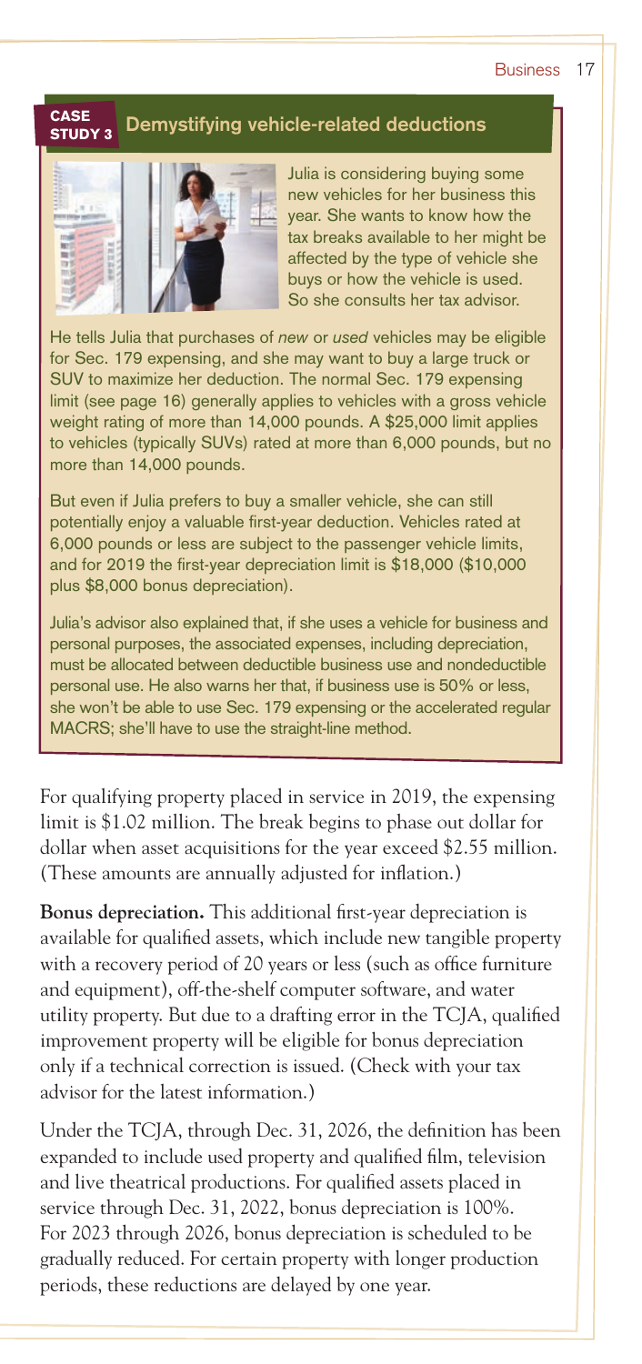## CASE STUDY 3 Demystifying vehicle-related deductions

Julia is considering buying some new vehicles for her business this year. She wants to know how the tax breaks available to her might be affected by the type of vehicle she buys or how the vehicle is used. So she consults her tax advisor.

He tells Julia that purchases of *new* or *used* vehicles may be eligible for Sec. 179 expensing, and she may want to buy a large truck or SUV to maximize her deduction. The normal Sec. 179 expensing limit (see page 16) generally applies to vehicles with a gross vehicle weight rating of more than 14,000 pounds. A $25,000 limit applies to vehicles (typically SUVs) rated at more than 6,000 pounds, but no more than 14,000 pounds.

But even if Julia prefers to buy a smaller vehicle, she can still potentially enjoy a valuable first-year deduction. Vehicles rated at 6,000 pounds or less are subject to the passenger vehicle limits, and for 2019 the first-year depreciation limit is $18,000 ($10,000 plus $8,000 bonus depreciation).

Julia's advisor also explained that, if she uses a vehicle for business and personal purposes, the associated expenses, including depreciation, must be allocated between deductible business use and nondeductible personal use. He also warns her that, if business use is 50% or less, she won't be able to use Sec. 179 expensing or the accelerated regular MACRS; she'll have to use the straight-line method.

For qualifying property placed in service in 2019, the expensing limit is $1.02 million. The break begins to phase out dollar for dollar when asset acquisitions for the year exceed $2.55 million. (These amounts are annually adjusted for inflation.)

**Bonus depreciation.** This additional first-year depreciation is available for qualified assets, which include new tangible property with a recovery period of 20 years or less (such as office furniture and equipment), off-the-shelf computer software, and water utility property. But due to a drafting error in the TCJA, qualified improvement property will be eligible for bonus depreciation only if a technical correction is issued. (Check with your tax advisor for the latest information.)

Under the TCJA, through Dec. 31, 2026, the definition has been expanded to include used property and qualified film, television and live theatrical productions. For qualified assets placed in service through Dec. 31, 2022, bonus depreciation is 100%. For 2023 through 2026, bonus depreciation is scheduled to be gradually reduced. For certain property with longer production periods, these reductions are delayed by one year.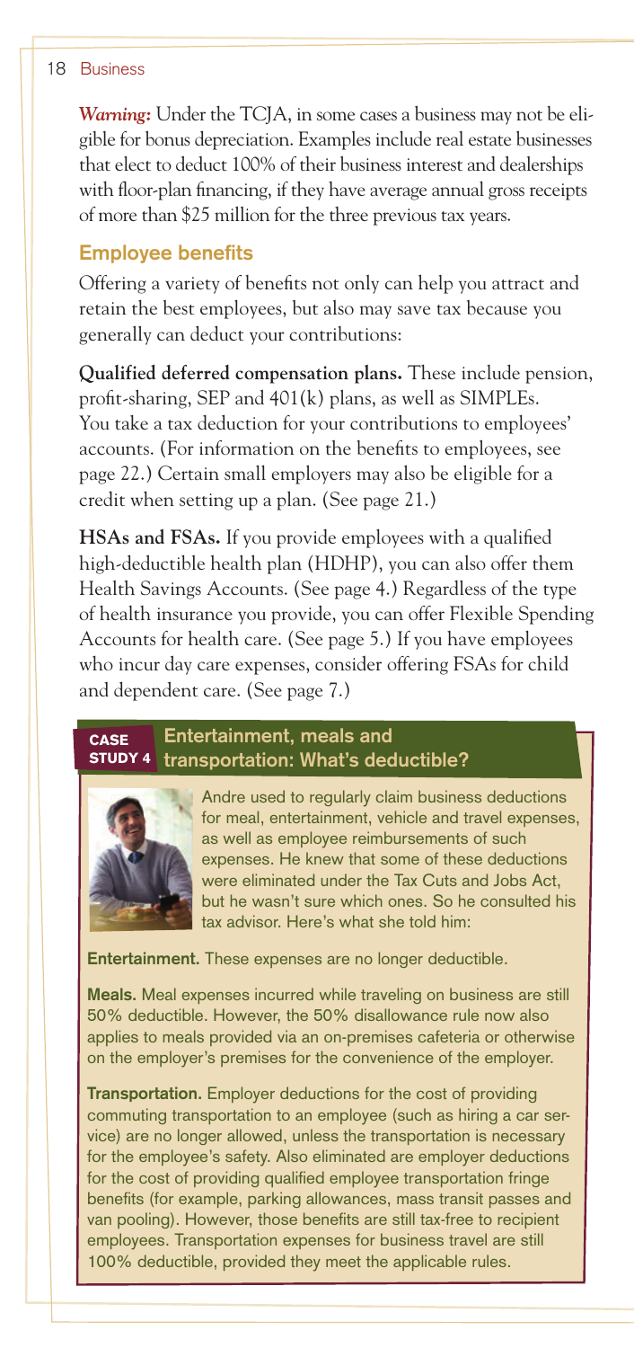***Warning:*** Under the TCJA, in some cases a business may not be eligible for bonus depreciation. Examples include real estate businesses that elect to deduct 100% of their business interest and dealerships with floor-plan financing, if they have average annual gross receipts of more than $25 million for the three previous tax years.

## Employee benefits

Offering a variety of benefits not only can help you attract and retain the best employees, but also may save tax because you generally can deduct your contributions:

**Qualified deferred compensation plans.** These include pension, profit-sharing, SEP and 401(k) plans, as well as SIMPLEs. You take a tax deduction for your contributions to employees' accounts. (For information on the benefits to employees, see page 22.) Certain small employers may also be eligible for a credit when setting up a plan. (See page 21.)

**HSAs and FSAs.** If you provide employees with a qualified high-deductible health plan (HDHP), you can also offer them Health Savings Accounts. (See page 4.) Regardless of the type of health insurance you provide, you can offer Flexible Spending Accounts for health care. (See page 5.) If you have employees who incur day care expenses, consider offering FSAs for child and dependent care. (See page 7.)

### CASE STUDY 4 Entertainment, meals and transportation: What's deductible?

Andre used to regularly claim business deductions for meal, entertainment, vehicle and travel expenses, as well as employee reimbursements of such expenses. He knew that some of these deductions were eliminated under the Tax Cuts and Jobs Act, but he wasn't sure which ones. So he consulted his tax advisor. Here's what she told him:

**Entertainment.** These expenses are no longer deductible.

**Meals.** Meal expenses incurred while traveling on business are still 50% deductible. However, the 50% disallowance rule now also applies to meals provided via an on-premises cafeteria or otherwise on the employer's premises for the convenience of the employer.

**Transportation.** Employer deductions for the cost of providing commuting transportation to an employee (such as hiring a car service) are no longer allowed, unless the transportation is necessary for the employee's safety. Also eliminated are employer deductions for the cost of providing qualified employee transportation fringe benefits (for example, parking allowances, mass transit passes and van pooling). However, those benefits are still tax-free to recipient employees. Transportation expenses for business travel are still 100% deductible, provided they meet the applicable rules.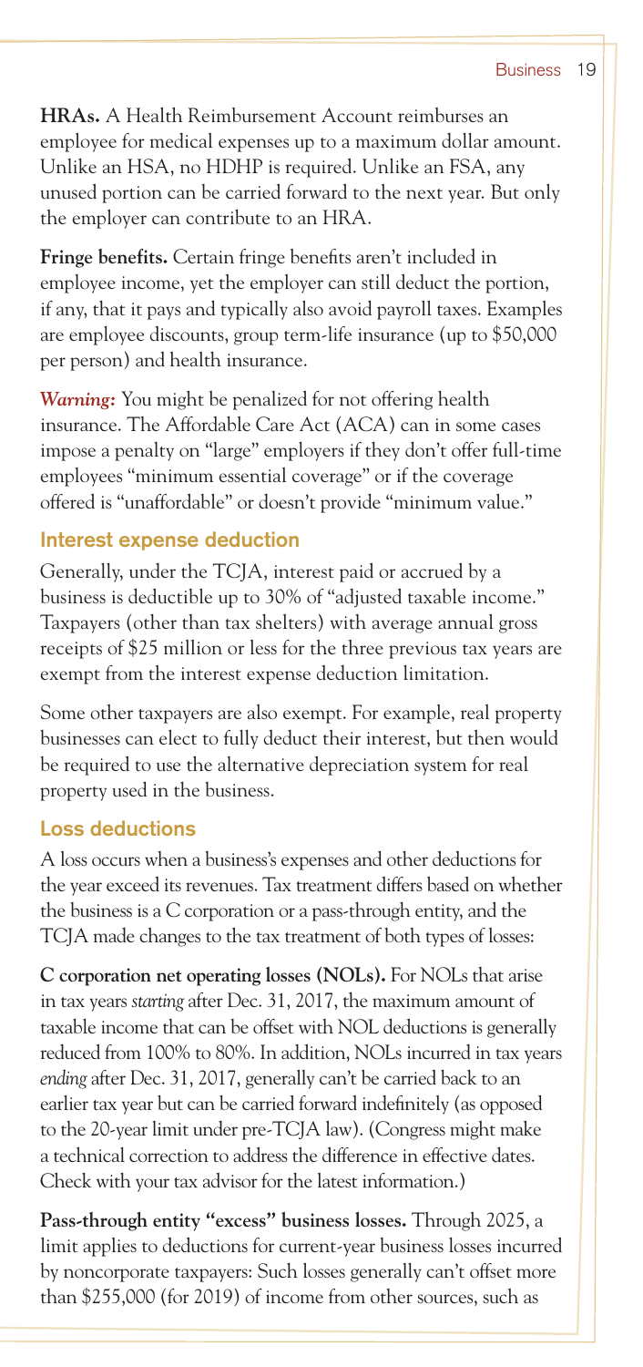**HRAs.** A Health Reimbursement Account reimburses an employee for medical expenses up to a maximum dollar amount. Unlike an HSA, no HDHP is required. Unlike an FSA, any unused portion can be carried forward to the next year. But only the employer can contribute to an HRA.

**Fringe benefits.** Certain fringe benefits aren't included in employee income, yet the employer can still deduct the portion, if any, that it pays and typically also avoid payroll taxes. Examples are employee discounts, group term-life insurance (up to $50,000 per person) and health insurance.

***Warning:*** You might be penalized for not offering health insurance. The Affordable Care Act (ACA) can in some cases impose a penalty on "large" employers if they don't offer full-time employees "minimum essential coverage" or if the coverage offered is "unaffordable" or doesn't provide "minimum value."

### Interest expense deduction

Generally, under the TCJA, interest paid or accrued by a business is deductible up to 30% of "adjusted taxable income." Taxpayers (other than tax shelters) with average annual gross receipts of $25 million or less for the three previous tax years are exempt from the interest expense deduction limitation.

Some other taxpayers are also exempt. For example, real property businesses can elect to fully deduct their interest, but then would be required to use the alternative depreciation system for real property used in the business.

### Loss deductions

A loss occurs when a business's expenses and other deductions for the year exceed its revenues. Tax treatment differs based on whether the business is a C corporation or a pass-through entity, and the TCJA made changes to the tax treatment of both types of losses:

**C corporation net operating losses (NOLs).** For NOLs that arise in tax years *starting* after Dec. 31, 2017, the maximum amount of taxable income that can be offset with NOL deductions is generally reduced from 100% to 80%. In addition, NOLs incurred in tax years *ending* after Dec. 31, 2017, generally can't be carried back to an earlier tax year but can be carried forward indefinitely (as opposed to the 20-year limit under pre-TCJA law). (Congress might make a technical correction to address the difference in effective dates. Check with your tax advisor for the latest information.)

**Pass-through entity "excess" business losses.** Through 2025, a limit applies to deductions for current-year business losses incurred by noncorporate taxpayers: Such losses generally can't offset more than $255,000 (for 2019) of income from other sources, such as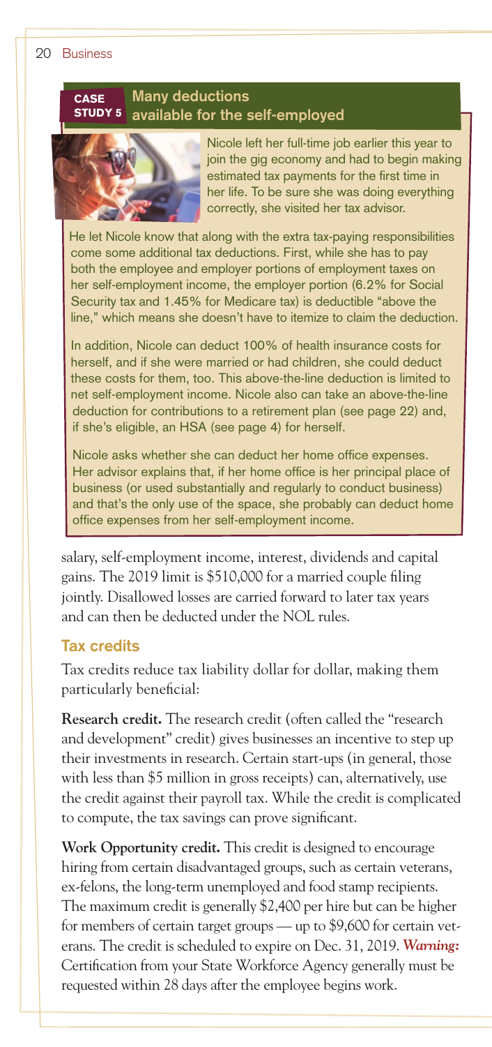## CASE STUDY 5 Many deductions available for the self-employed

Nicole left her full-time job earlier this year to join the gig economy and had to begin making estimated tax payments for the first time in her life. To be sure she was doing everything correctly, she visited her tax advisor.

He let Nicole know that along with the extra tax-paying responsibilities come some additional tax deductions. First, while she has to pay both the employee and employer portions of employment taxes on her self-employment income, the employer portion (6.2% for Social Security tax and 1.45% for Medicare tax) is deductible "above the line," which means she doesn't have to itemize to claim the deduction.

In addition, Nicole can deduct 100% of health insurance costs for herself, and if she were married or had children, she could deduct these costs for them, too. This above-the-line deduction is limited to net self-employment income. Nicole also can take an above-the-line deduction for contributions to a retirement plan (see page 22) and, if she's eligible, an HSA (see page 4) for herself.

Nicole asks whether she can deduct her home office expenses. Her advisor explains that, if her home office is her principal place of business (or used substantially and regularly to conduct business) and that's the only use of the space, she probably can deduct home office expenses from her self-employment income.

salary, self-employment income, interest, dividends and capital gains. The 2019 limit is $510,000 for a married couple filing jointly. Disallowed losses are carried forward to later tax years and can then be deducted under the NOL rules.

### Tax credits

Tax credits reduce tax liability dollar for dollar, making them particularly beneficial:

**Research credit.** The research credit (often called the "research and development" credit) gives businesses an incentive to step up their investments in research. Certain start-ups (in general, those with less than $5 million in gross receipts) can, alternatively, use the credit against their payroll tax. While the credit is complicated to compute, the tax savings can prove significant.

**Work Opportunity credit.** This credit is designed to encourage hiring from certain disadvantaged groups, such as certain veterans, ex-felons, the long-term unemployed and food stamp recipients. The maximum credit is generally $2,400 per hire but can be higher for members of certain target groups — up to $9,600 for certain veterans. The credit is scheduled to expire on Dec. 31, 2019. ***Warning:*** Certification from your State Workforce Agency generally must be requested within 28 days after the employee begins work.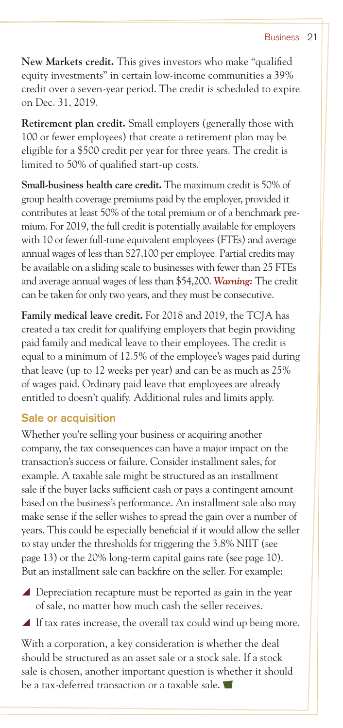**New Markets credit.** This gives investors who make "qualified equity investments" in certain low-income communities a 39% credit over a seven-year period. The credit is scheduled to expire on Dec. 31, 2019.

**Retirement plan credit.** Small employers (generally those with 100 or fewer employees) that create a retirement plan may be eligible for a $500 credit per year for three years. The credit is limited to 50% of qualified start-up costs.

**Small-business health care credit.** The maximum credit is 50% of group health coverage premiums paid by the employer, provided it contributes at least 50% of the total premium or of a benchmark premium. For 2019, the full credit is potentially available for employers with 10 or fewer full-time equivalent employees (FTEs) and average annual wages of less than $27,100 per employee. Partial credits may be available on a sliding scale to businesses with fewer than 25 FTEs and average annual wages of less than $54,200. ***Warning:*** The credit can be taken for only two years, and they must be consecutive.

**Family medical leave credit.** For 2018 and 2019, the TCJA has created a tax credit for qualifying employers that begin providing paid family and medical leave to their employees. The credit is equal to a minimum of 12.5% of the employee's wages paid during that leave (up to 12 weeks per year) and can be as much as 25% of wages paid. Ordinary paid leave that employees are already entitled to doesn't qualify. Additional rules and limits apply.

### Sale or acquisition

Whether you're selling your business or acquiring another company, the tax consequences can have a major impact on the transaction's success or failure. Consider installment sales, for example. A taxable sale might be structured as an installment sale if the buyer lacks sufficient cash or pays a contingent amount based on the business's performance. An installment sale also may make sense if the seller wishes to spread the gain over a number of years. This could be especially beneficial if it would allow the seller to stay under the thresholds for triggering the 3.8% NIIT (see page 13) or the 20% long-term capital gains rate (see page 10). But an installment sale can backfire on the seller. For example:

- Depreciation recapture must be reported as gain in the year of sale, no matter how much cash the seller receives.
- If tax rates increase, the overall tax could wind up being more.

With a corporation, a key consideration is whether the deal should be structured as an asset sale or a stock sale. If a stock sale is chosen, another important question is whether it should be a tax-deferred transaction or a taxable sale.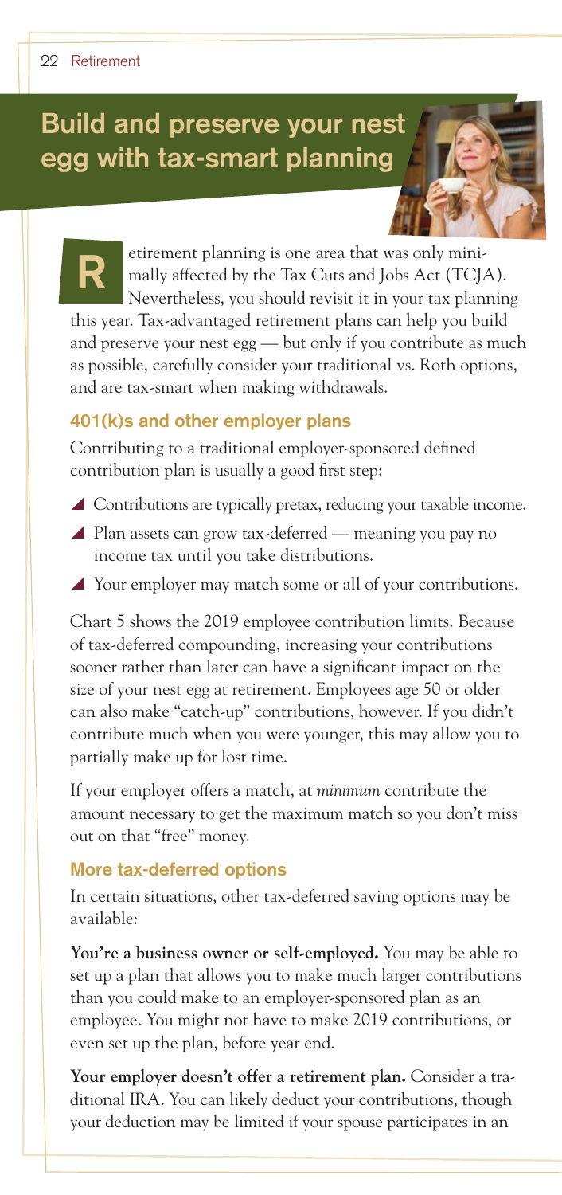# Build and preserve your nest egg with tax-smart planning

Retirement planning is one area that was only minimally affected by the Tax Cuts and Jobs Act (TCJA). Nevertheless, you should revisit it in your tax planning this year. Tax-advantaged retirement plans can help you build and preserve your nest egg — but only if you contribute as much as possible, carefully consider your traditional vs. Roth options, and are tax-smart when making withdrawals.

## 401(k)s and other employer plans

Contributing to a traditional employer-sponsored defined contribution plan is usually a good first step:

- Contributions are typically pretax, reducing your taxable income.
- Plan assets can grow tax-deferred — meaning you pay no income tax until you take distributions.
- Your employer may match some or all of your contributions.

Chart 5 shows the 2019 employee contribution limits. Because of tax-deferred compounding, increasing your contributions sooner rather than later can have a significant impact on the size of your nest egg at retirement. Employees age 50 or older can also make "catch-up" contributions, however. If you didn't contribute much when you were younger, this may allow you to partially make up for lost time.

If your employer offers a match, at *minimum* contribute the amount necessary to get the maximum match so you don't miss out on that "free" money.

## More tax-deferred options

In certain situations, other tax-deferred saving options may be available:

**You're a business owner or self-employed.** You may be able to set up a plan that allows you to make much larger contributions than you could make to an employer-sponsored plan as an employee. You might not have to make 2019 contributions, or even set up the plan, before year end.

**Your employer doesn't offer a retirement plan.** Consider a traditional IRA. You can likely deduct your contributions, though your deduction may be limited if your spouse participates in an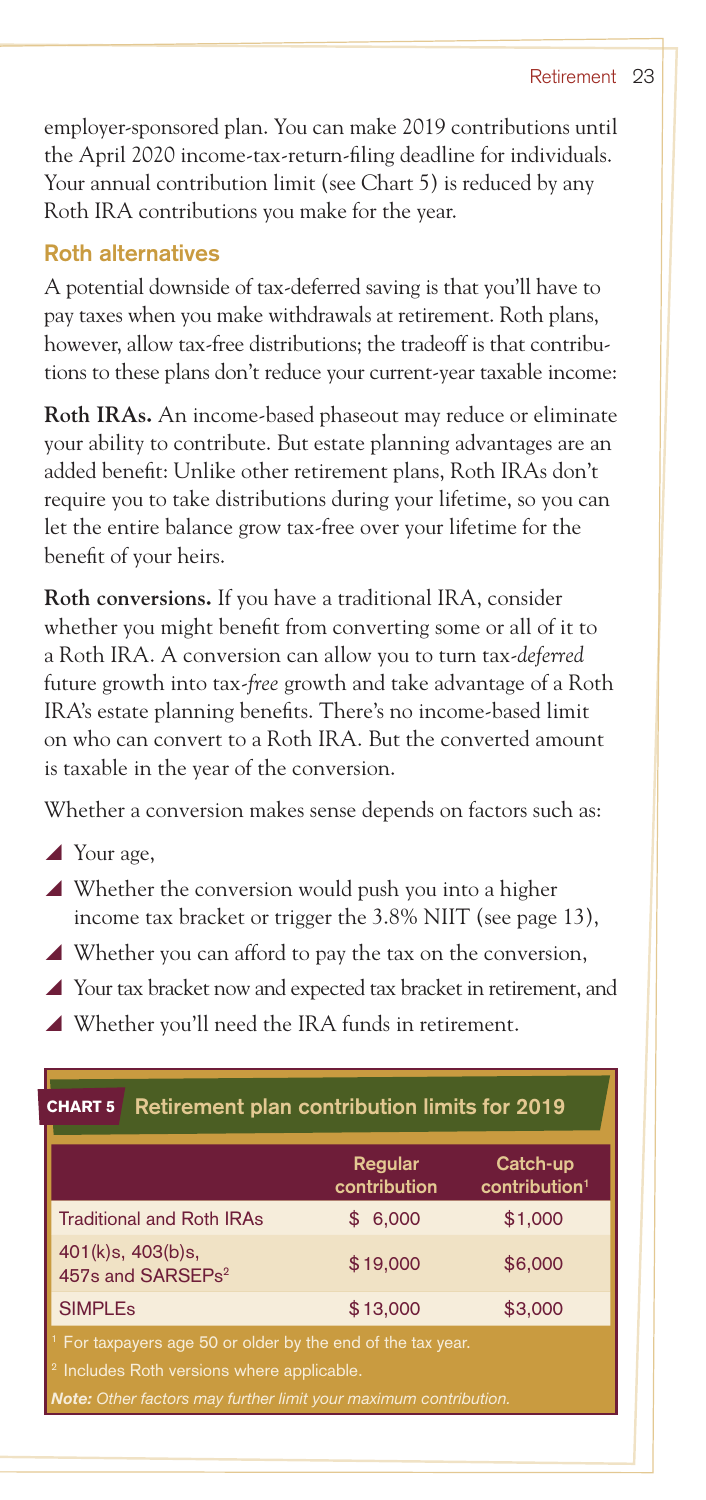employer-sponsored plan. You can make 2019 contributions until the April 2020 income-tax-return-filing deadline for individuals. Your annual contribution limit (see Chart 5) is reduced by any Roth IRA contributions you make for the year.

## Roth alternatives

A potential downside of tax-deferred saving is that you'll have to pay taxes when you make withdrawals at retirement. Roth plans, however, allow tax-free distributions; the tradeoff is that contributions to these plans don't reduce your current-year taxable income:

**Roth IRAs.** An income-based phaseout may reduce or eliminate your ability to contribute. But estate planning advantages are an added benefit: Unlike other retirement plans, Roth IRAs don't require you to take distributions during your lifetime, so you can let the entire balance grow tax-free over your lifetime for the benefit of your heirs.

**Roth conversions.** If you have a traditional IRA, consider whether you might benefit from converting some or all of it to a Roth IRA. A conversion can allow you to turn tax-*deferred* future growth into tax-*free* growth and take advantage of a Roth IRA's estate planning benefits. There's no income-based limit on who can convert to a Roth IRA. But the converted amount is taxable in the year of the conversion.

Whether a conversion makes sense depends on factors such as:

- Your age,
- Whether the conversion would push you into a higher income tax bracket or trigger the 3.8% NIIT (see page 13),
- Whether you can afford to pay the tax on the conversion,
- Your tax bracket now and expected tax bracket in retirement, and
- Whether you'll need the IRA funds in retirement.

### CHART 5 Retirement plan contribution limits for 2019

| | Regular contribution | Catch-up contribution[1] |
|---|---|---|
| Traditional and Roth IRAs | $ 6,000 | $1,000 |
| 401(k)s, 403(b)s, 457s and SARSEPs[2] | $19,000 | $6,000 |
| SIMPLEs | $13,000 | $3,000 |

[1] For taxpayers age 50 or older by the end of the tax year.

[2] Includes Roth versions where applicable.

***Note:*** *Other factors may further limit your maximum contribution.*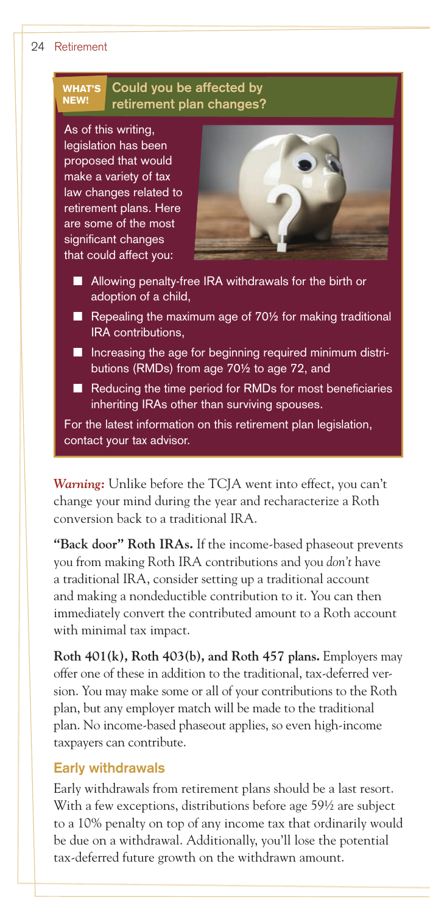**WHAT'S NEW!** **Could you be affected by retirement plan changes?**

As of this writing, legislation has been proposed that would make a variety of tax law changes related to retirement plans. Here are some of the most significant changes that could affect you:

- Allowing penalty-free IRA withdrawals for the birth or adoption of a child,
- Repealing the maximum age of 70½ for making traditional IRA contributions,
- Increasing the age for beginning required minimum distributions (RMDs) from age 70½ to age 72, and
- Reducing the time period for RMDs for most beneficiaries inheriting IRAs other than surviving spouses.

For the latest information on this retirement plan legislation, contact your tax advisor.

***Warning:*** Unlike before the TCJA went into effect, you can't change your mind during the year and recharacterize a Roth conversion back to a traditional IRA.

**"Back door" Roth IRAs.** If the income-based phaseout prevents you from making Roth IRA contributions and you *don't* have a traditional IRA, consider setting up a traditional account and making a nondeductible contribution to it. You can then immediately convert the contributed amount to a Roth account with minimal tax impact.

**Roth 401(k), Roth 403(b), and Roth 457 plans.** Employers may offer one of these in addition to the traditional, tax-deferred version. You may make some or all of your contributions to the Roth plan, but any employer match will be made to the traditional plan. No income-based phaseout applies, so even high-income taxpayers can contribute.

### Early withdrawals

Early withdrawals from retirement plans should be a last resort. With a few exceptions, distributions before age 59½ are subject to a 10% penalty on top of any income tax that ordinarily would be due on a withdrawal. Additionally, you'll lose the potential tax-deferred future growth on the withdrawn amount.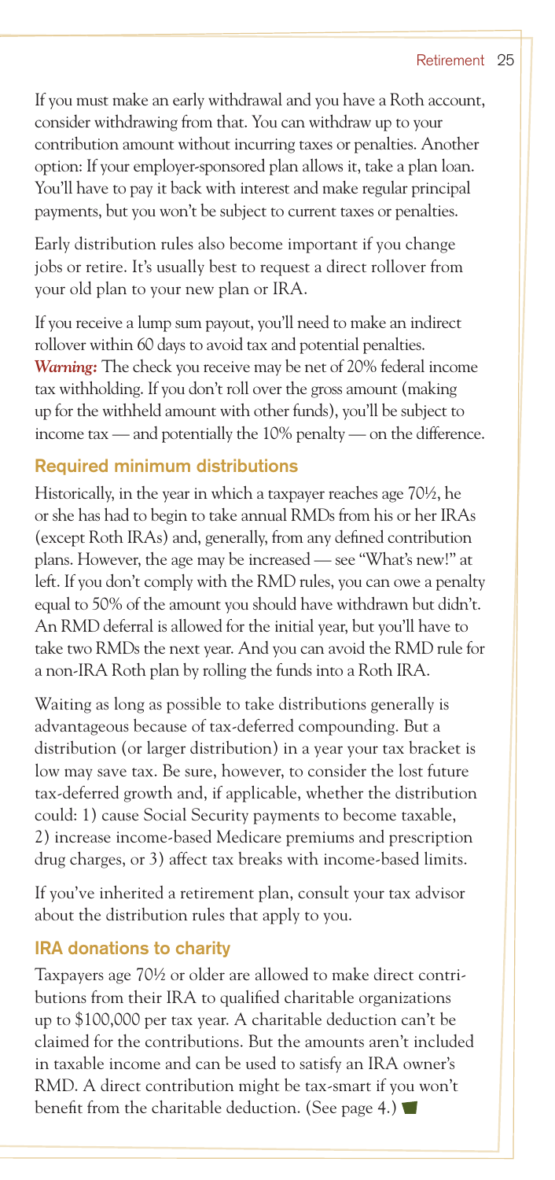If you must make an early withdrawal and you have a Roth account, consider withdrawing from that. You can withdraw up to your contribution amount without incurring taxes or penalties. Another option: If your employer-sponsored plan allows it, take a plan loan. You'll have to pay it back with interest and make regular principal payments, but you won't be subject to current taxes or penalties.

Early distribution rules also become important if you change jobs or retire. It's usually best to request a direct rollover from your old plan to your new plan or IRA.

If you receive a lump sum payout, you'll need to make an indirect rollover within 60 days to avoid tax and potential penalties. ***Warning:*** The check you receive may be net of 20% federal income tax withholding. If you don't roll over the gross amount (making up for the withheld amount with other funds), you'll be subject to income tax — and potentially the 10% penalty — on the difference.

## Required minimum distributions

Historically, in the year in which a taxpayer reaches age 70½, he or she has had to begin to take annual RMDs from his or her IRAs (except Roth IRAs) and, generally, from any defined contribution plans. However, the age may be increased — see "What's new!" at left. If you don't comply with the RMD rules, you can owe a penalty equal to 50% of the amount you should have withdrawn but didn't. An RMD deferral is allowed for the initial year, but you'll have to take two RMDs the next year. And you can avoid the RMD rule for a non-IRA Roth plan by rolling the funds into a Roth IRA.

Waiting as long as possible to take distributions generally is advantageous because of tax-deferred compounding. But a distribution (or larger distribution) in a year your tax bracket is low may save tax. Be sure, however, to consider the lost future tax-deferred growth and, if applicable, whether the distribution could: 1) cause Social Security payments to become taxable, 2) increase income-based Medicare premiums and prescription drug charges, or 3) affect tax breaks with income-based limits.

If you've inherited a retirement plan, consult your tax advisor about the distribution rules that apply to you.

## IRA donations to charity

Taxpayers age 70½ or older are allowed to make direct contributions from their IRA to qualified charitable organizations up to $100,000 per tax year. A charitable deduction can't be claimed for the contributions. But the amounts aren't included in taxable income and can be used to satisfy an IRA owner's RMD. A direct contribution might be tax-smart if you won't benefit from the charitable deduction. (See page 4.)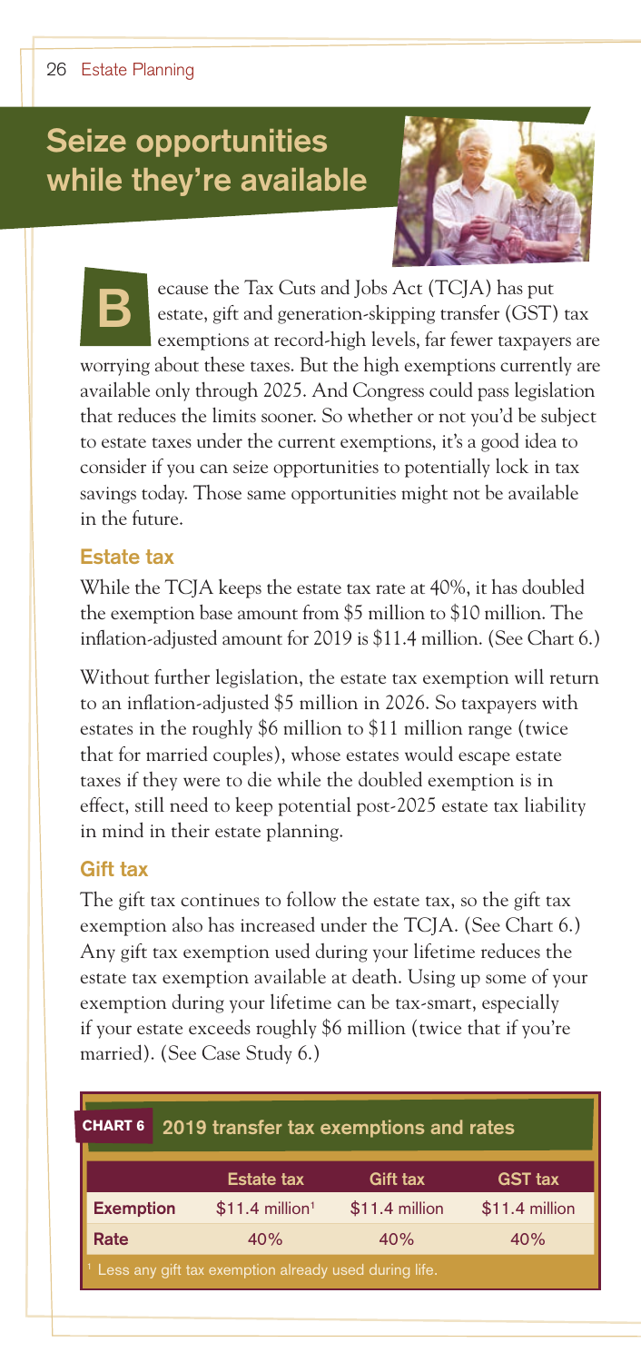# Seize opportunities while they're available

Because the Tax Cuts and Jobs Act (TCJA) has put estate, gift and generation-skipping transfer (GST) tax exemptions at record-high levels, far fewer taxpayers are worrying about these taxes. But the high exemptions currently are available only through 2025. And Congress could pass legislation that reduces the limits sooner. So whether or not you'd be subject to estate taxes under the current exemptions, it's a good idea to consider if you can seize opportunities to potentially lock in tax savings today. Those same opportunities might not be available in the future.

## Estate tax

While the TCJA keeps the estate tax rate at 40%, it has doubled the exemption base amount from $5 million to $10 million. The inflation-adjusted amount for 2019 is $11.4 million. (See Chart 6.)

Without further legislation, the estate tax exemption will return to an inflation-adjusted $5 million in 2026. So taxpayers with estates in the roughly $6 million to $11 million range (twice that for married couples), whose estates would escape estate taxes if they were to die while the doubled exemption is in effect, still need to keep potential post-2025 estate tax liability in mind in their estate planning.

## Gift tax

The gift tax continues to follow the estate tax, so the gift tax exemption also has increased under the TCJA. (See Chart 6.) Any gift tax exemption used during your lifetime reduces the estate tax exemption available at death. Using up some of your exemption during your lifetime can be tax-smart, especially if your estate exceeds roughly $6 million (twice that if you're married). (See Case Study 6.)

**CHART 6 2019 transfer tax exemptions and rates**

| | Estate tax | Gift tax | GST tax |
|---|---|---|---|
| **Exemption** | $11.4 million[1] | $11.4 million | $11.4 million |
| **Rate** | 40% | 40% | 40% |

[1] Less any gift tax exemption already used during life.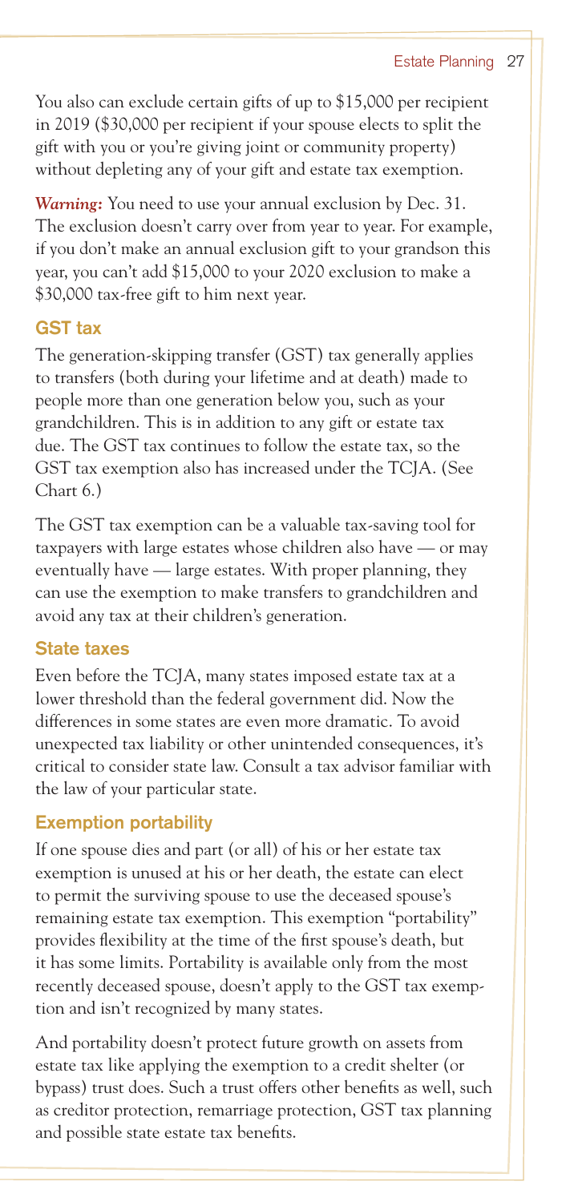You also can exclude certain gifts of up to $15,000 per recipient in 2019 ($30,000 per recipient if your spouse elects to split the gift with you or you're giving joint or community property) without depleting any of your gift and estate tax exemption.

***Warning:*** You need to use your annual exclusion by Dec. 31. The exclusion doesn't carry over from year to year. For example, if you don't make an annual exclusion gift to your grandson this year, you can't add $15,000 to your 2020 exclusion to make a $30,000 tax-free gift to him next year.

### GST tax

The generation-skipping transfer (GST) tax generally applies to transfers (both during your lifetime and at death) made to people more than one generation below you, such as your grandchildren. This is in addition to any gift or estate tax due. The GST tax continues to follow the estate tax, so the GST tax exemption also has increased under the TCJA. (See Chart 6.)

The GST tax exemption can be a valuable tax-saving tool for taxpayers with large estates whose children also have — or may eventually have — large estates. With proper planning, they can use the exemption to make transfers to grandchildren and avoid any tax at their children's generation.

### State taxes

Even before the TCJA, many states imposed estate tax at a lower threshold than the federal government did. Now the differences in some states are even more dramatic. To avoid unexpected tax liability or other unintended consequences, it's critical to consider state law. Consult a tax advisor familiar with the law of your particular state.

### Exemption portability

If one spouse dies and part (or all) of his or her estate tax exemption is unused at his or her death, the estate can elect to permit the surviving spouse to use the deceased spouse's remaining estate tax exemption. This exemption "portability" provides flexibility at the time of the first spouse's death, but it has some limits. Portability is available only from the most recently deceased spouse, doesn't apply to the GST tax exemption and isn't recognized by many states.

And portability doesn't protect future growth on assets from estate tax like applying the exemption to a credit shelter (or bypass) trust does. Such a trust offers other benefits as well, such as creditor protection, remarriage protection, GST tax planning and possible state estate tax benefits.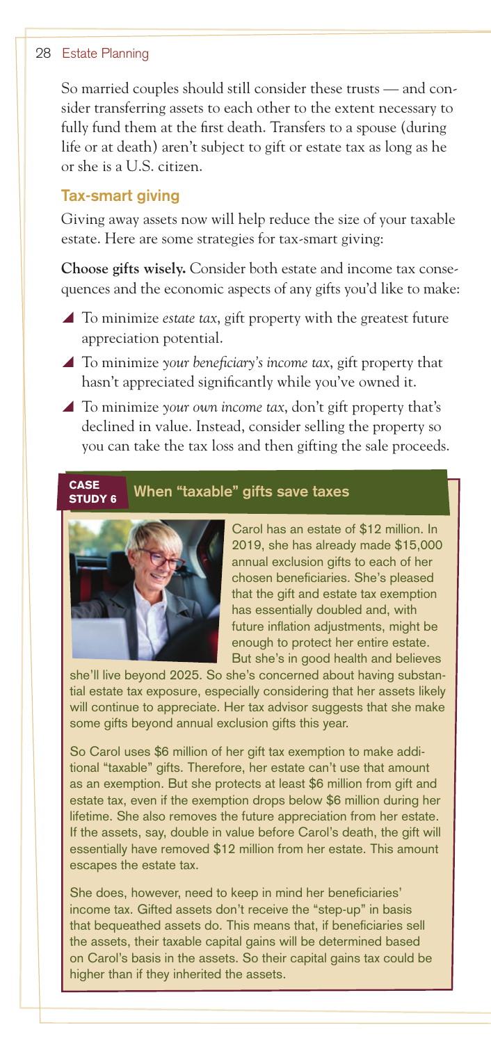So married couples should still consider these trusts — and consider transferring assets to each other to the extent necessary to fully fund them at the first death. Transfers to a spouse (during life or at death) aren't subject to gift or estate tax as long as he or she is a U.S. citizen.

## Tax-smart giving

Giving away assets now will help reduce the size of your taxable estate. Here are some strategies for tax-smart giving:

**Choose gifts wisely.** Consider both estate and income tax consequences and the economic aspects of any gifts you'd like to make:

- To minimize *estate tax*, gift property with the greatest future appreciation potential.
- To minimize *your beneficiary's income tax*, gift property that hasn't appreciated significantly while you've owned it.
- To minimize *your own income tax*, don't gift property that's declined in value. Instead, consider selling the property so you can take the tax loss and then gifting the sale proceeds.

### CASE STUDY 6 — When "taxable" gifts save taxes

Carol has an estate of $12 million. In 2019, she has already made $15,000 annual exclusion gifts to each of her chosen beneficiaries. She's pleased that the gift and estate tax exemption has essentially doubled and, with future inflation adjustments, might be enough to protect her entire estate. But she's in good health and believes she'll live beyond 2025. So she's concerned about having substantial estate tax exposure, especially considering that her assets likely will continue to appreciate. Her tax advisor suggests that she make some gifts beyond annual exclusion gifts this year.

So Carol uses $6 million of her gift tax exemption to make additional "taxable" gifts. Therefore, her estate can't use that amount as an exemption. But she protects at least $6 million from gift and estate tax, even if the exemption drops below $6 million during her lifetime. She also removes the future appreciation from her estate. If the assets, say, double in value before Carol's death, the gift will essentially have removed $12 million from her estate. This amount escapes the estate tax.

She does, however, need to keep in mind her beneficiaries' income tax. Gifted assets don't receive the "step-up" in basis that bequeathed assets do. This means that, if beneficiaries sell the assets, their taxable capital gains will be determined based on Carol's basis in the assets. So their capital gains tax could be higher than if they inherited the assets.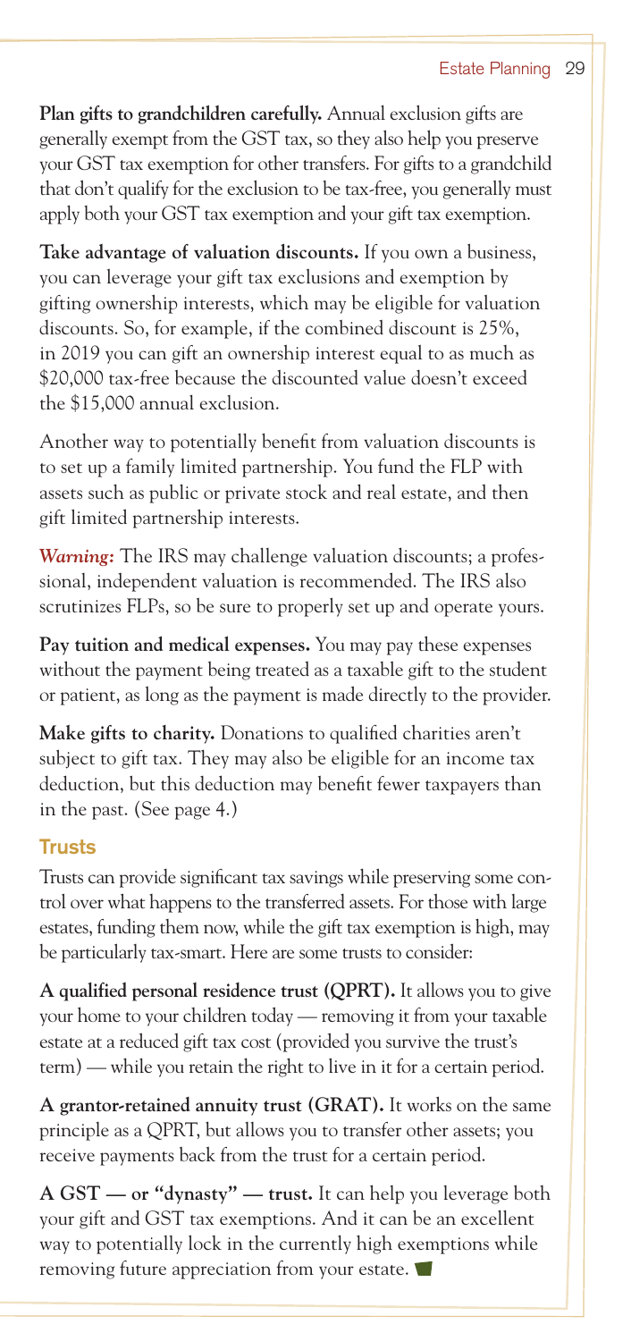**Plan gifts to grandchildren carefully.** Annual exclusion gifts are generally exempt from the GST tax, so they also help you preserve your GST tax exemption for other transfers. For gifts to a grandchild that don't qualify for the exclusion to be tax-free, you generally must apply both your GST tax exemption and your gift tax exemption.

**Take advantage of valuation discounts.** If you own a business, you can leverage your gift tax exclusions and exemption by gifting ownership interests, which may be eligible for valuation discounts. So, for example, if the combined discount is 25%, in 2019 you can gift an ownership interest equal to as much as $20,000 tax-free because the discounted value doesn't exceed the $15,000 annual exclusion.

Another way to potentially benefit from valuation discounts is to set up a family limited partnership. You fund the FLP with assets such as public or private stock and real estate, and then gift limited partnership interests.

***Warning:*** The IRS may challenge valuation discounts; a professional, independent valuation is recommended. The IRS also scrutinizes FLPs, so be sure to properly set up and operate yours.

**Pay tuition and medical expenses.** You may pay these expenses without the payment being treated as a taxable gift to the student or patient, as long as the payment is made directly to the provider.

**Make gifts to charity.** Donations to qualified charities aren't subject to gift tax. They may also be eligible for an income tax deduction, but this deduction may benefit fewer taxpayers than in the past. (See page 4.)

## Trusts

Trusts can provide significant tax savings while preserving some control over what happens to the transferred assets. For those with large estates, funding them now, while the gift tax exemption is high, may be particularly tax-smart. Here are some trusts to consider:

**A qualified personal residence trust (QPRT).** It allows you to give your home to your children today — removing it from your taxable estate at a reduced gift tax cost (provided you survive the trust's term) — while you retain the right to live in it for a certain period.

**A grantor-retained annuity trust (GRAT).** It works on the same principle as a QPRT, but allows you to transfer other assets; you receive payments back from the trust for a certain period.

**A GST — or "dynasty" — trust.** It can help you leverage both your gift and GST tax exemptions. And it can be an excellent way to potentially lock in the currently high exemptions while removing future appreciation from your estate.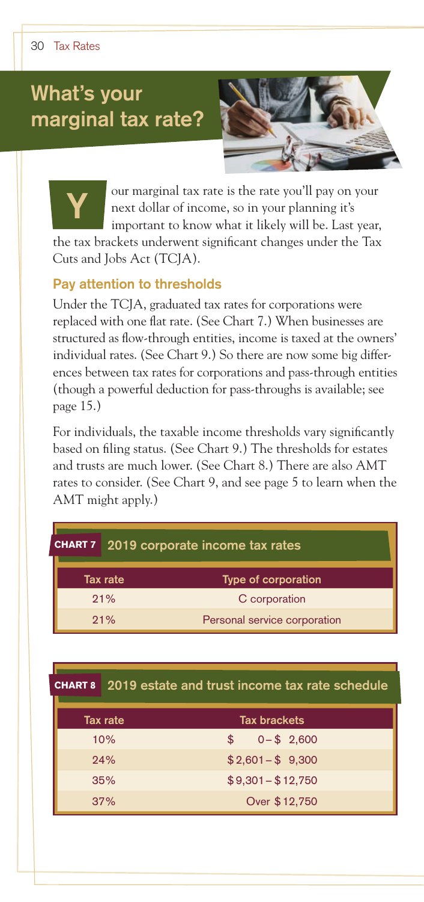# What's your marginal tax rate?

Your marginal tax rate is the rate you'll pay on your next dollar of income, so in your planning it's important to know what it likely will be. Last year, the tax brackets underwent significant changes under the Tax Cuts and Jobs Act (TCJA).

### Pay attention to thresholds

Under the TCJA, graduated tax rates for corporations were replaced with one flat rate. (See Chart 7.) When businesses are structured as flow-through entities, income is taxed at the owners' individual rates. (See Chart 9.) So there are now some big differences between tax rates for corporations and pass-through entities (though a powerful deduction for pass-throughs is available; see page 15.)

For individuals, the taxable income thresholds vary significantly based on filing status. (See Chart 9.) The thresholds for estates and trusts are much lower. (See Chart 8.) There are also AMT rates to consider. (See Chart 9, and see page 5 to learn when the AMT might apply.)

**CHART 7 2019 corporate income tax rates**

| Tax rate | Type of corporation |
|---|---|
| 21% | C corporation |
| 21% | Personal service corporation |

**CHART 8 2019 estate and trust income tax rate schedule**

| Tax rate | Tax brackets |
|---|---|
| 10% | $ 0 – $ 2,600 |
| 24% | $ 2,601 – $ 9,300 |
| 35% | $ 9,301 – $ 12,750 |
| 37% | Over $ 12,750 |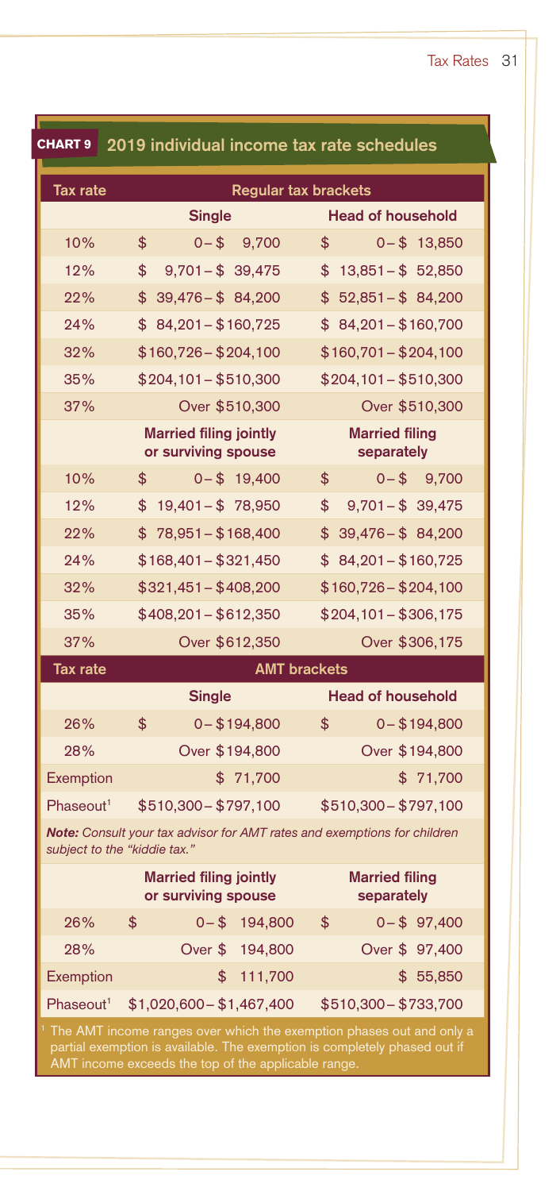## CHART 9 2019 individual income tax rate schedules

| Tax rate | Regular tax brackets | |
|---|---|---|
| | **Single** | **Head of household** |
| 10% | $ 0 – $ 9,700 | $ 0 – $ 13,850 |
| 12% | $ 9,701 – $ 39,475 | $ 13,851 – $ 52,850 |
| 22% | $ 39,476 – $ 84,200 | $ 52,851 – $ 84,200 |
| 24% | $ 84,201 – $160,725 | $ 84,201 – $160,700 |
| 32% | $160,726 – $204,100 | $160,701 – $204,100 |
| 35% | $204,101 – $510,300 | $204,101 – $510,300 |
| 37% | Over $510,300 | Over $510,300 |
| | **Married filing jointly or surviving spouse** | **Married filing separately** |
| 10% | $ 0 – $ 19,400 | $ 0 – $ 9,700 |
| 12% | $ 19,401 – $ 78,950 | $ 9,701 – $ 39,475 |
| 22% | $ 78,951 – $168,400 | $ 39,476 – $ 84,200 |
| 24% | $168,401 – $321,450 | $ 84,201 – $160,725 |
| 32% | $321,451 – $408,200 | $160,726 – $204,100 |
| 35% | $408,201 – $612,350 | $204,101 – $306,175 |
| 37% | Over $612,350 | Over $306,175 |

| Tax rate | AMT brackets | |
|---|---|---|
| | **Single** | **Head of household** |
| 26% | $ 0 – $194,800 | $ 0 – $194,800 |
| 28% | Over $194,800 | Over $194,800 |
| Exemption | $ 71,700 | $ 71,700 |
| Phaseout[1] | $510,300 – $797,100 | $510,300 – $797,100 |
| | **Married filing jointly or surviving spouse** | **Married filing separately** |
| 26% | $ 0 – $ 194,800 | $ 0 – $ 97,400 |
| 28% | Over $ 194,800 | Over $ 97,400 |
| Exemption | $ 111,700 | $ 55,850 |
| Phaseout[1] | $1,020,600 – $1,467,400 | $510,300 – $733,700 |

***Note:** Consult your tax advisor for AMT rates and exemptions for children subject to the "kiddie tax."*

[1] The AMT income ranges over which the exemption phases out and only a partial exemption is available. The exemption is completely phased out if AMT income exceeds the top of the applicable range.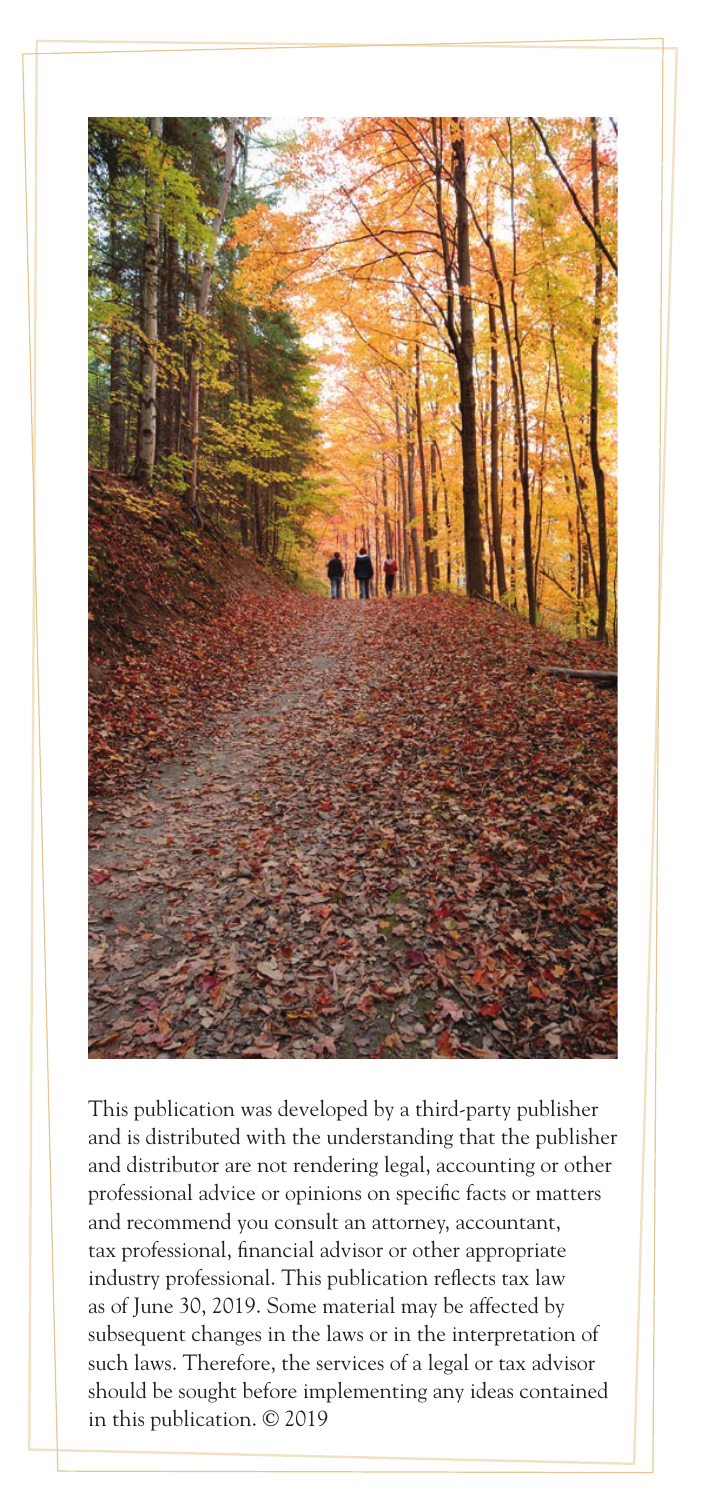This publication was developed by a third-party publisher and is distributed with the understanding that the publisher and distributor are not rendering legal, accounting or other professional advice or opinions on specific facts or matters and recommend you consult an attorney, accountant, tax professional, financial advisor or other appropriate industry professional. This publication reflects tax law as of June 30, 2019. Some material may be affected by subsequent changes in the laws or in the interpretation of such laws. Therefore, the services of a legal or tax advisor should be sought before implementing any ideas contained in this publication. © 2019